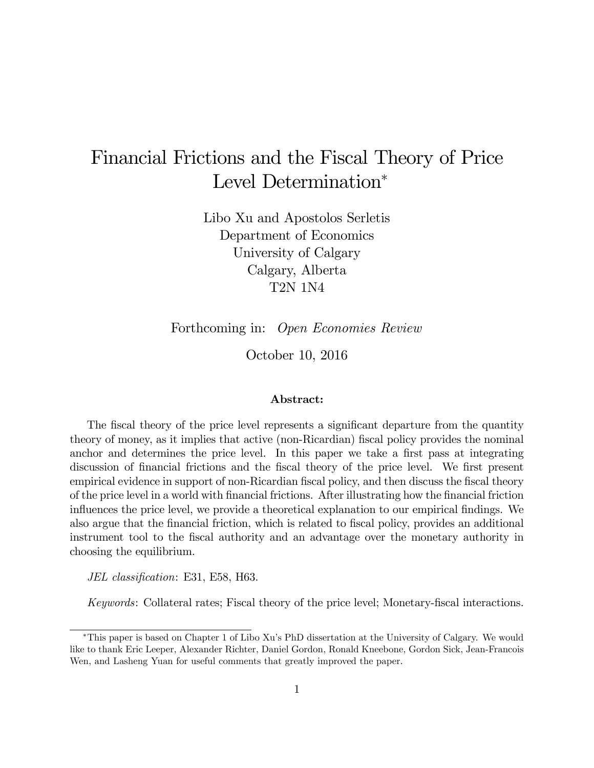# Financial Frictions and the Fiscal Theory of Price Level Determination[*]

Libo Xu and Apostolos Serletis
Department of Economics
University of Calgary
Calgary, Alberta
T2N 1N4

Forthcoming in: *Open Economies Review*

October 10, 2016

**Abstract:**

The fiscal theory of the price level represents a significant departure from the quantity theory of money, as it implies that active (non-Ricardian) fiscal policy provides the nominal anchor and determines the price level. In this paper we take a first pass at integrating discussion of financial frictions and the fiscal theory of the price level. We first present empirical evidence in support of non-Ricardian fiscal policy, and then discuss the fiscal theory of the price level in a world with financial frictions. After illustrating how the financial friction influences the price level, we provide a theoretical explanation to our empirical findings. We also argue that the financial friction, which is related to fiscal policy, provides an additional instrument tool to the fiscal authority and an advantage over the monetary authority in choosing the equilibrium.

*JEL classification*: E31, E58, H63.

*Keywords*: Collateral rates; Fiscal theory of the price level; Monetary-fiscal interactions.

---

[*] This paper is based on Chapter 1 of Libo Xu's PhD dissertation at the University of Calgary. We would like to thank Eric Leeper, Alexander Richter, Daniel Gordon, Ronald Kneebone, Gordon Sick, Jean-Francois Wen, and Lasheng Yuan for useful comments that greatly improved the paper.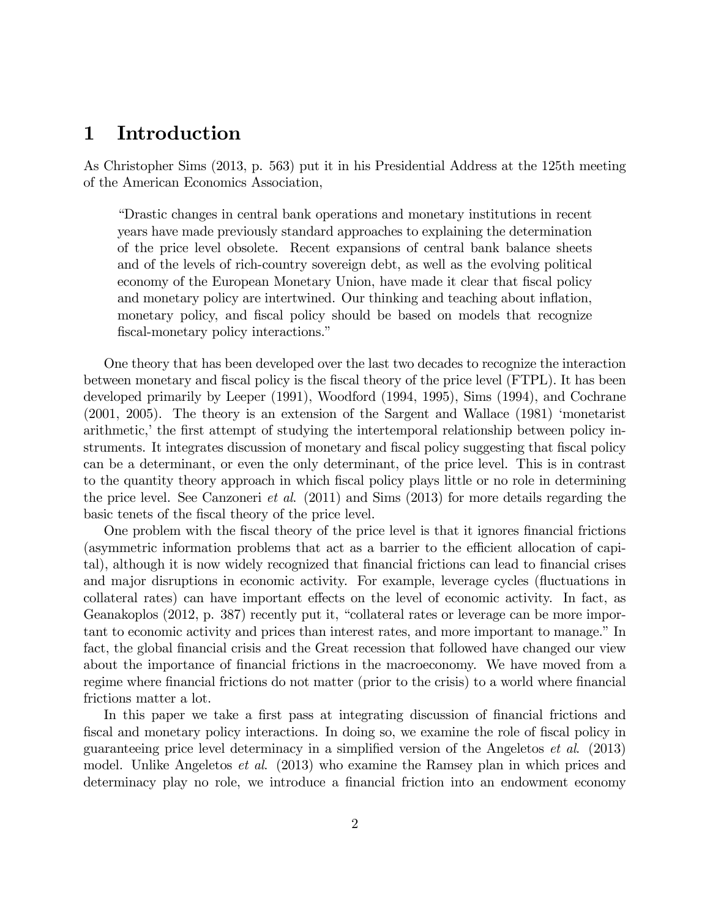# 1 Introduction

As Christopher Sims (2013, p. 563) put it in his Presidential Address at the 125th meeting of the American Economics Association,

> "Drastic changes in central bank operations and monetary institutions in recent years have made previously standard approaches to explaining the determination of the price level obsolete. Recent expansions of central bank balance sheets and of the levels of rich-country sovereign debt, as well as the evolving political economy of the European Monetary Union, have made it clear that fiscal policy and monetary policy are intertwined. Our thinking and teaching about inflation, monetary policy, and fiscal policy should be based on models that recognize fiscal-monetary policy interactions."

One theory that has been developed over the last two decades to recognize the interaction between monetary and fiscal policy is the fiscal theory of the price level (FTPL). It has been developed primarily by Leeper (1991), Woodford (1994, 1995), Sims (1994), and Cochrane (2001, 2005). The theory is an extension of the Sargent and Wallace (1981) 'monetarist arithmetic,' the first attempt of studying the intertemporal relationship between policy instruments. It integrates discussion of monetary and fiscal policy suggesting that fiscal policy can be a determinant, or even the only determinant, of the price level. This is in contrast to the quantity theory approach in which fiscal policy plays little or no role in determining the price level. See Canzoneri *et al*. (2011) and Sims (2013) for more details regarding the basic tenets of the fiscal theory of the price level.

One problem with the fiscal theory of the price level is that it ignores financial frictions (asymmetric information problems that act as a barrier to the efficient allocation of capital), although it is now widely recognized that financial frictions can lead to financial crises and major disruptions in economic activity. For example, leverage cycles (fluctuations in collateral rates) can have important effects on the level of economic activity. In fact, as Geanakoplos (2012, p. 387) recently put it, "collateral rates or leverage can be more important to economic activity and prices than interest rates, and more important to manage." In fact, the global financial crisis and the Great recession that followed have changed our view about the importance of financial frictions in the macroeconomy. We have moved from a regime where financial frictions do not matter (prior to the crisis) to a world where financial frictions matter a lot.

In this paper we take a first pass at integrating discussion of financial frictions and fiscal and monetary policy interactions. In doing so, we examine the role of fiscal policy in guaranteeing price level determinacy in a simplified version of the Angeletos *et al*. (2013) model. Unlike Angeletos *et al*. (2013) who examine the Ramsey plan in which prices and determinacy play no role, we introduce a financial friction into an endowment economy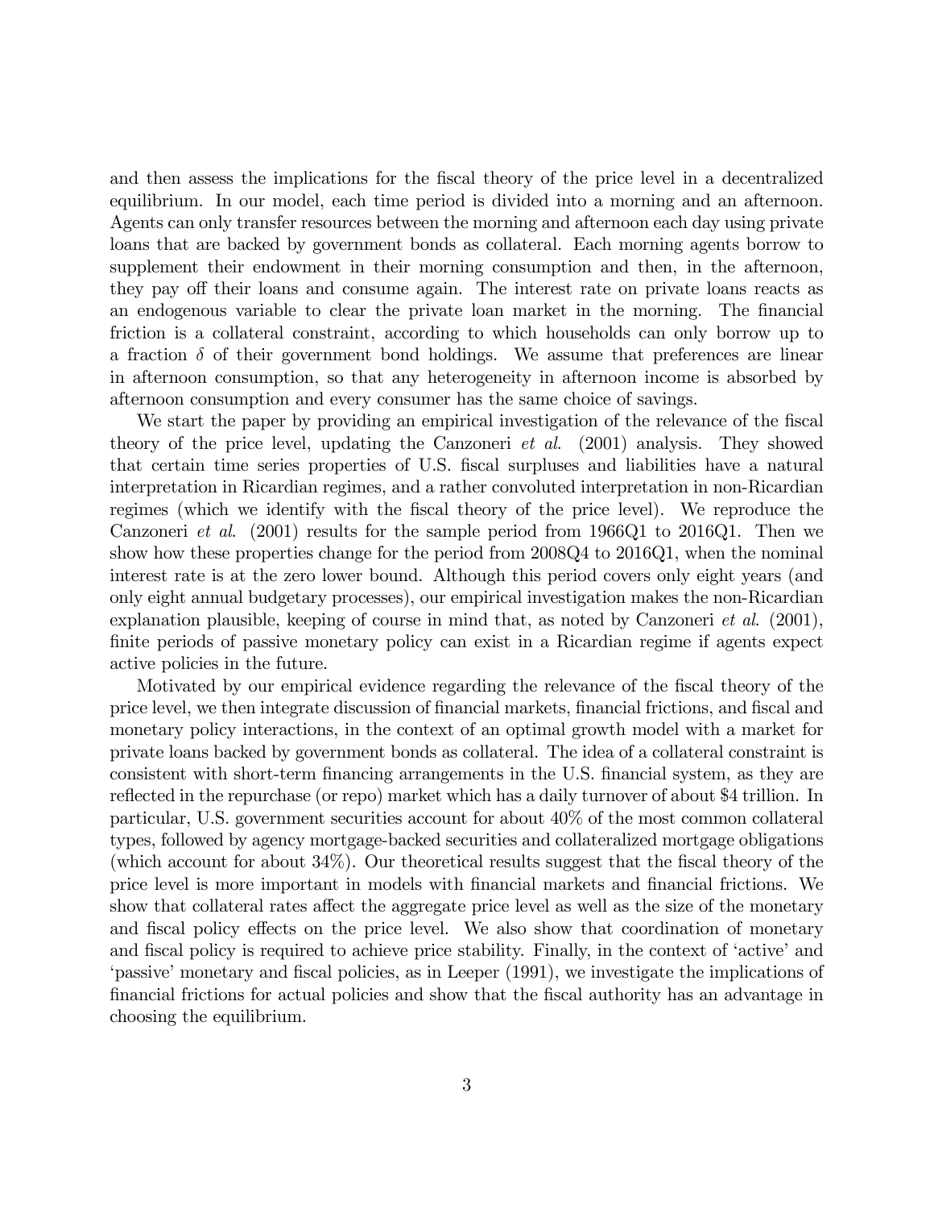and then assess the implications for the fiscal theory of the price level in a decentralized equilibrium. In our model, each time period is divided into a morning and an afternoon. Agents can only transfer resources between the morning and afternoon each day using private loans that are backed by government bonds as collateral. Each morning agents borrow to supplement their endowment in their morning consumption and then, in the afternoon, they pay off their loans and consume again. The interest rate on private loans reacts as an endogenous variable to clear the private loan market in the morning. The financial friction is a collateral constraint, according to which households can only borrow up to a fraction $\delta$ of their government bond holdings. We assume that preferences are linear in afternoon consumption, so that any heterogeneity in afternoon income is absorbed by afternoon consumption and every consumer has the same choice of savings.

We start the paper by providing an empirical investigation of the relevance of the fiscal theory of the price level, updating the Canzoneri *et al.* (2001) analysis. They showed that certain time series properties of U.S. fiscal surpluses and liabilities have a natural interpretation in Ricardian regimes, and a rather convoluted interpretation in non-Ricardian regimes (which we identify with the fiscal theory of the price level). We reproduce the Canzoneri *et al.* (2001) results for the sample period from 1966Q1 to 2016Q1. Then we show how these properties change for the period from 2008Q4 to 2016Q1, when the nominal interest rate is at the zero lower bound. Although this period covers only eight years (and only eight annual budgetary processes), our empirical investigation makes the non-Ricardian explanation plausible, keeping of course in mind that, as noted by Canzoneri *et al.* (2001), finite periods of passive monetary policy can exist in a Ricardian regime if agents expect active policies in the future.

Motivated by our empirical evidence regarding the relevance of the fiscal theory of the price level, we then integrate discussion of financial markets, financial frictions, and fiscal and monetary policy interactions, in the context of an optimal growth model with a market for private loans backed by government bonds as collateral. The idea of a collateral constraint is consistent with short-term financing arrangements in the U.S. financial system, as they are reflected in the repurchase (or repo) market which has a daily turnover of about \$4 trillion. In particular, U.S. government securities account for about 40% of the most common collateral types, followed by agency mortgage-backed securities and collateralized mortgage obligations (which account for about 34%). Our theoretical results suggest that the fiscal theory of the price level is more important in models with financial markets and financial frictions. We show that collateral rates affect the aggregate price level as well as the size of the monetary and fiscal policy effects on the price level. We also show that coordination of monetary and fiscal policy is required to achieve price stability. Finally, in the context of 'active' and 'passive' monetary and fiscal policies, as in Leeper (1991), we investigate the implications of financial frictions for actual policies and show that the fiscal authority has an advantage in choosing the equilibrium.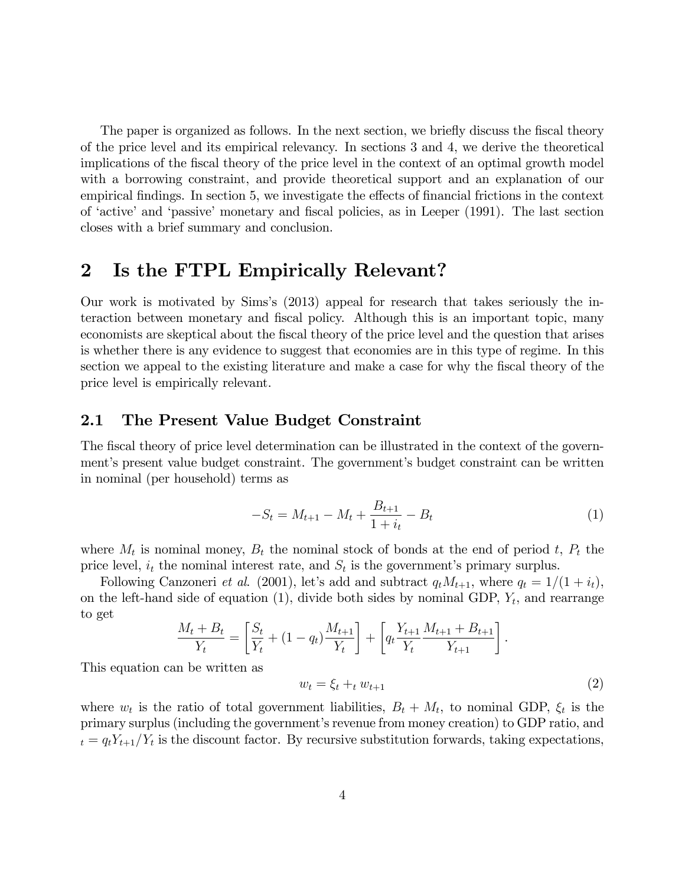The paper is organized as follows. In the next section, we briefly discuss the fiscal theory of the price level and its empirical relevancy. In sections 3 and 4, we derive the theoretical implications of the fiscal theory of the price level in the context of an optimal growth model with a borrowing constraint, and provide theoretical support and an explanation of our empirical findings. In section 5, we investigate the effects of financial frictions in the context of 'active' and 'passive' monetary and fiscal policies, as in Leeper (1991). The last section closes with a brief summary and conclusion.

## 2 Is the FTPL Empirically Relevant?

Our work is motivated by Sims's (2013) appeal for research that takes seriously the interaction between monetary and fiscal policy. Although this is an important topic, many economists are skeptical about the fiscal theory of the price level and the question that arises is whether there is any evidence to suggest that economies are in this type of regime. In this section we appeal to the existing literature and make a case for why the fiscal theory of the price level is empirically relevant.

### 2.1 The Present Value Budget Constraint

The fiscal theory of price level determination can be illustrated in the context of the government's present value budget constraint. The government's budget constraint can be written in nominal (per household) terms as

$$-S_t = M_{t+1} - M_t + \frac{B_{t+1}}{1+i_t} - B_t \tag{1}$$

where $M_t$ is nominal money, $B_t$ the nominal stock of bonds at the end of period $t$, $P_t$ the price level, $i_t$ the nominal interest rate, and $S_t$ is the government's primary surplus.

Following Canzoneri *et al.* (2001), let's add and subtract $q_t M_{t+1}$, where $q_t = 1/(1+i_t)$, on the left-hand side of equation (1), divide both sides by nominal GDP, $Y_t$, and rearrange to get

$$\frac{M_t + B_t}{Y_t} = \left[\frac{S_t}{Y_t} + (1-q_t)\frac{M_{t+1}}{Y_t}\right] + \left[q_t \frac{Y_{t+1}}{Y_t}\frac{M_{t+1} + B_{t+1}}{Y_{t+1}}\right].$$

This equation can be written as

$$w_t = \xi_t +_t w_{t+1} \tag{2}$$

where $w_t$ is the ratio of total government liabilities, $B_t + M_t$, to nominal GDP, $\xi_t$ is the primary surplus (including the government's revenue from money creation) to GDP ratio, and $_t = q_t Y_{t+1}/Y_t$ is the discount factor. By recursive substitution forwards, taking expectations,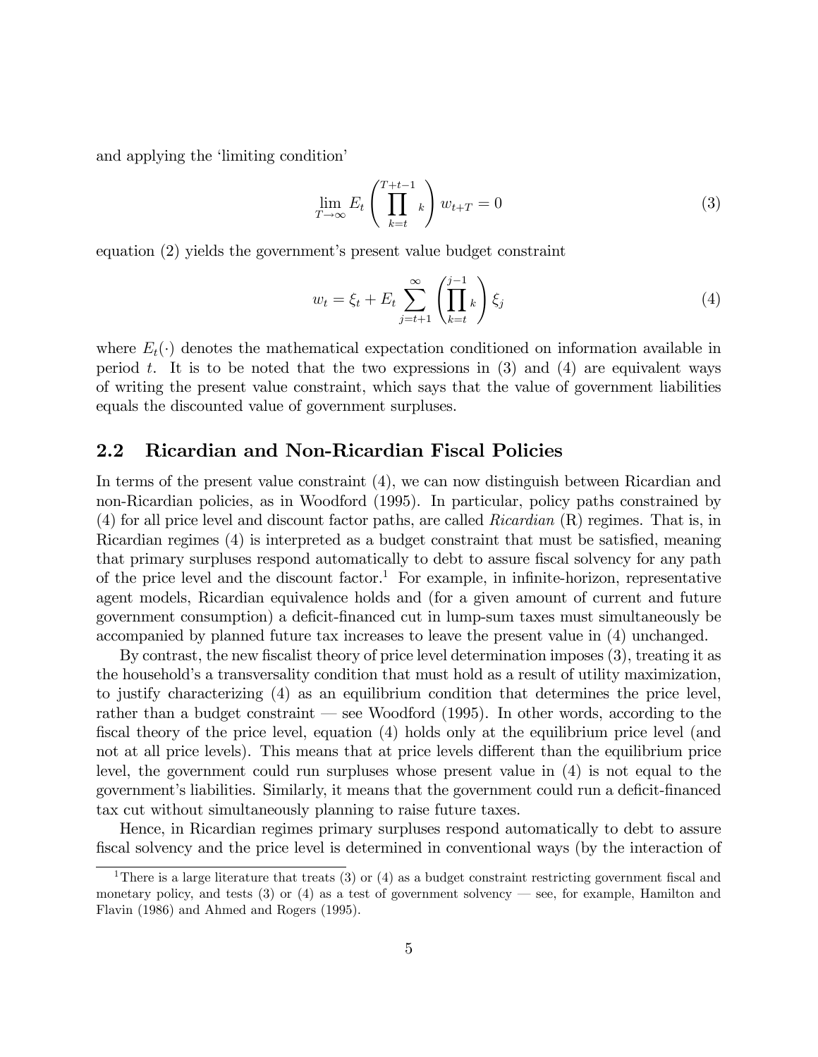and applying the 'limiting condition'

$$\lim_{T\to\infty} E_t \left( \prod_{k=t}^{T+t-1} {}_k \right) w_{t+T} = 0 \tag{3}$$

equation (2) yields the government's present value budget constraint

$$w_t = \xi_t + E_t \sum_{j=t+1}^{\infty} \left( \prod_{k=t}^{j-1} {}_k \right) \xi_j \tag{4}$$

where $E_t(\cdot)$ denotes the mathematical expectation conditioned on information available in period $t$. It is to be noted that the two expressions in (3) and (4) are equivalent ways of writing the present value constraint, which says that the value of government liabilities equals the discounted value of government surpluses.

## 2.2 Ricardian and Non-Ricardian Fiscal Policies

In terms of the present value constraint (4), we can now distinguish between Ricardian and non-Ricardian policies, as in Woodford (1995). In particular, policy paths constrained by (4) for all price level and discount factor paths, are called *Ricardian* (R) regimes. That is, in Ricardian regimes (4) is interpreted as a budget constraint that must be satisfied, meaning that primary surpluses respond automatically to debt to assure fiscal solvency for any path of the price level and the discount factor.[1] For example, in infinite-horizon, representative agent models, Ricardian equivalence holds and (for a given amount of current and future government consumption) a deficit-financed cut in lump-sum taxes must simultaneously be accompanied by planned future tax increases to leave the present value in (4) unchanged.

By contrast, the new fiscalist theory of price level determination imposes (3), treating it as the household's a transversality condition that must hold as a result of utility maximization, to justify characterizing (4) as an equilibrium condition that determines the price level, rather than a budget constraint — see Woodford (1995). In other words, according to the fiscal theory of the price level, equation (4) holds only at the equilibrium price level (and not at all price levels). This means that at price levels different than the equilibrium price level, the government could run surpluses whose present value in (4) is not equal to the government's liabilities. Similarly, it means that the government could run a deficit-financed tax cut without simultaneously planning to raise future taxes.

Hence, in Ricardian regimes primary surpluses respond automatically to debt to assure fiscal solvency and the price level is determined in conventional ways (by the interaction of

[1] There is a large literature that treats (3) or (4) as a budget constraint restricting government fiscal and monetary policy, and tests (3) or (4) as a test of government solvency — see, for example, Hamilton and Flavin (1986) and Ahmed and Rogers (1995).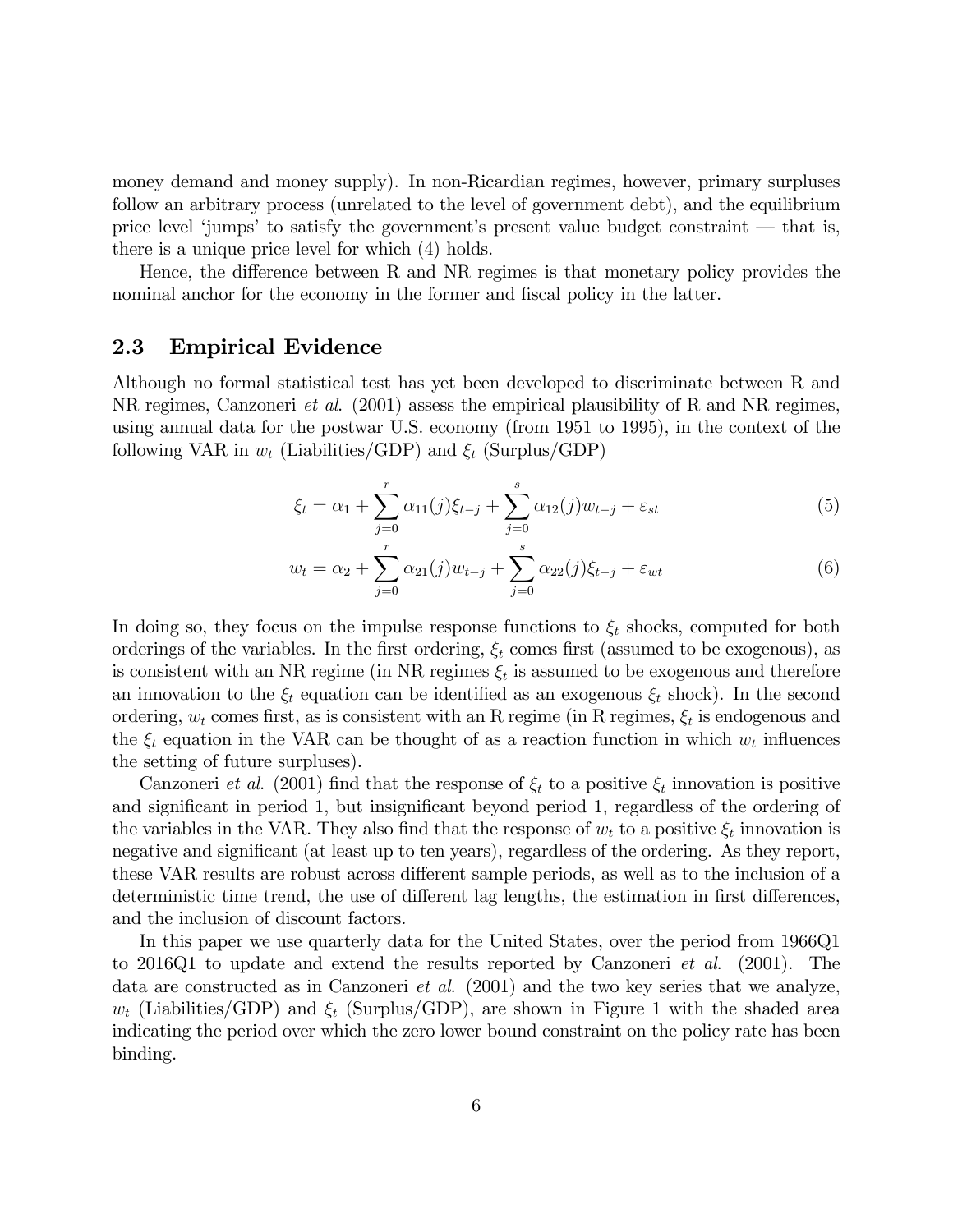money demand and money supply). In non-Ricardian regimes, however, primary surpluses follow an arbitrary process (unrelated to the level of government debt), and the equilibrium price level 'jumps' to satisfy the government's present value budget constraint — that is, there is a unique price level for which (4) holds.

Hence, the difference between R and NR regimes is that monetary policy provides the nominal anchor for the economy in the former and fiscal policy in the latter.

## 2.3 Empirical Evidence

Although no formal statistical test has yet been developed to discriminate between R and NR regimes, Canzoneri *et al.* (2001) assess the empirical plausibility of R and NR regimes, using annual data for the postwar U.S. economy (from 1951 to 1995), in the context of the following VAR in $w_t$ (Liabilities/GDP) and $\xi_t$ (Surplus/GDP)

$$\xi_t = \alpha_1 + \sum_{j=0}^{r} \alpha_{11}(j)\xi_{t-j} + \sum_{j=0}^{s} \alpha_{12}(j)w_{t-j} + \varepsilon_{st} \tag{5}$$

$$w_t = \alpha_2 + \sum_{j=0}^{r} \alpha_{21}(j)w_{t-j} + \sum_{j=0}^{s} \alpha_{22}(j)\xi_{t-j} + \varepsilon_{wt} \tag{6}$$

In doing so, they focus on the impulse response functions to $\xi_t$ shocks, computed for both orderings of the variables. In the first ordering, $\xi_t$ comes first (assumed to be exogenous), as is consistent with an NR regime (in NR regimes $\xi_t$ is assumed to be exogenous and therefore an innovation to the $\xi_t$ equation can be identified as an exogenous $\xi_t$ shock). In the second ordering, $w_t$ comes first, as is consistent with an R regime (in R regimes, $\xi_t$ is endogenous and the $\xi_t$ equation in the VAR can be thought of as a reaction function in which $w_t$ influences the setting of future surpluses).

Canzoneri *et al.* (2001) find that the response of $\xi_t$ to a positive $\xi_t$ innovation is positive and significant in period 1, but insignificant beyond period 1, regardless of the ordering of the variables in the VAR. They also find that the response of $w_t$ to a positive $\xi_t$ innovation is negative and significant (at least up to ten years), regardless of the ordering. As they report, these VAR results are robust across different sample periods, as well as to the inclusion of a deterministic time trend, the use of different lag lengths, the estimation in first differences, and the inclusion of discount factors.

In this paper we use quarterly data for the United States, over the period from 1966Q1 to 2016Q1 to update and extend the results reported by Canzoneri *et al.* (2001). The data are constructed as in Canzoneri *et al.* (2001) and the two key series that we analyze, $w_t$ (Liabilities/GDP) and $\xi_t$ (Surplus/GDP), are shown in Figure 1 with the shaded area indicating the period over which the zero lower bound constraint on the policy rate has been binding.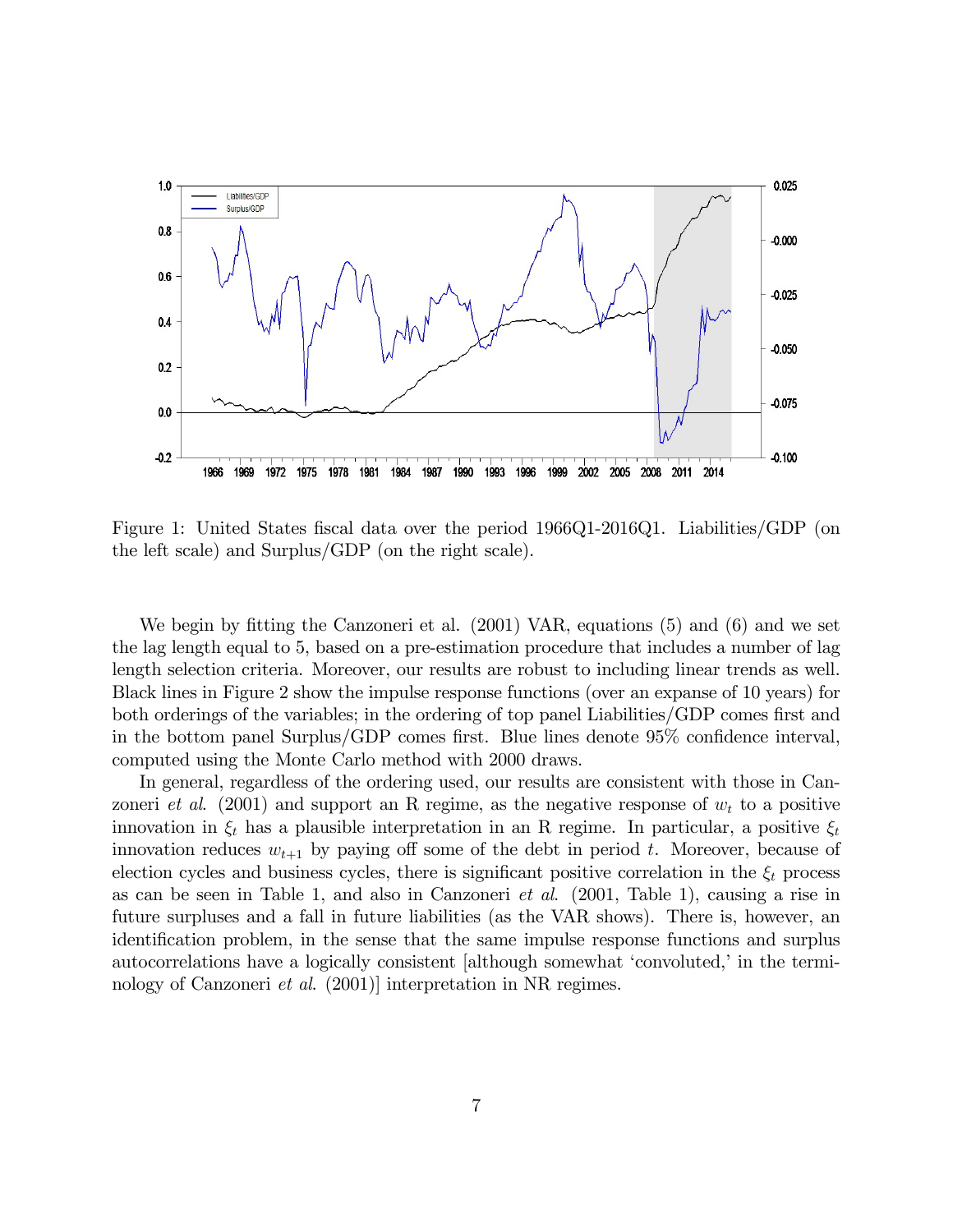Figure 1: United States fiscal data over the period 1966Q1-2016Q1. Liabilities/GDP (on the left scale) and Surplus/GDP (on the right scale).

We begin by fitting the Canzoneri et al. (2001) VAR, equations (5) and (6) and we set the lag length equal to 5, based on a pre-estimation procedure that includes a number of lag length selection criteria. Moreover, our results are robust to including linear trends as well. Black lines in Figure 2 show the impulse response functions (over an expanse of 10 years) for both orderings of the variables; in the ordering of top panel Liabilities/GDP comes first and in the bottom panel Surplus/GDP comes first. Blue lines denote 95% confidence interval, computed using the Monte Carlo method with 2000 draws.

In general, regardless of the ordering used, our results are consistent with those in Canzoneri *et al*. (2001) and support an R regime, as the negative response of $w_t$ to a positive innovation in $\xi_t$ has a plausible interpretation in an R regime. In particular, a positive $\xi_t$ innovation reduces $w_{t+1}$ by paying off some of the debt in period $t$. Moreover, because of election cycles and business cycles, there is significant positive correlation in the $\xi_t$ process as can be seen in Table 1, and also in Canzoneri *et al*. (2001, Table 1), causing a rise in future surpluses and a fall in future liabilities (as the VAR shows). There is, however, an identification problem, in the sense that the same impulse response functions and surplus autocorrelations have a logically consistent [although somewhat 'convoluted,' in the terminology of Canzoneri *et al*. (2001)] interpretation in NR regimes.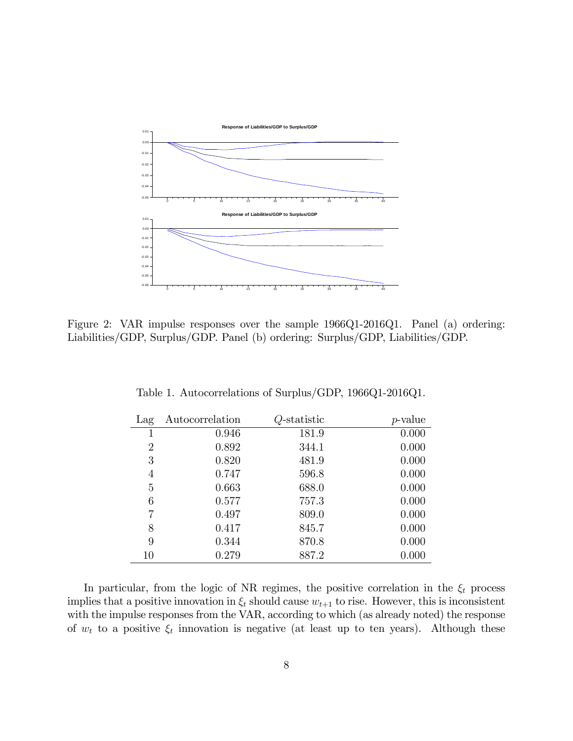Figure 2: VAR impulse responses over the sample 1966Q1-2016Q1. Panel (a) ordering: Liabilities/GDP, Surplus/GDP. Panel (b) ordering: Surplus/GDP, Liabilities/GDP.

Table 1. Autocorrelations of Surplus/GDP, 1966Q1-2016Q1.

| Lag | Autocorrelation | $Q$-statistic | $p$-value |
|---|---|---|---|
| 1 | 0.946 | 181.9 | 0.000 |
| 2 | 0.892 | 344.1 | 0.000 |
| 3 | 0.820 | 481.9 | 0.000 |
| 4 | 0.747 | 596.8 | 0.000 |
| 5 | 0.663 | 688.0 | 0.000 |
| 6 | 0.577 | 757.3 | 0.000 |
| 7 | 0.497 | 809.0 | 0.000 |
| 8 | 0.417 | 845.7 | 0.000 |
| 9 | 0.344 | 870.8 | 0.000 |
| 10 | 0.279 | 887.2 | 0.000 |

In particular, from the logic of NR regimes, the positive correlation in the $\xi_t$ process implies that a positive innovation in $\xi_t$ should cause $w_{t+1}$ to rise. However, this is inconsistent with the impulse responses from the VAR, according to which (as already noted) the response of $w_t$ to a positive $\xi_t$ innovation is negative (at least up to ten years). Although these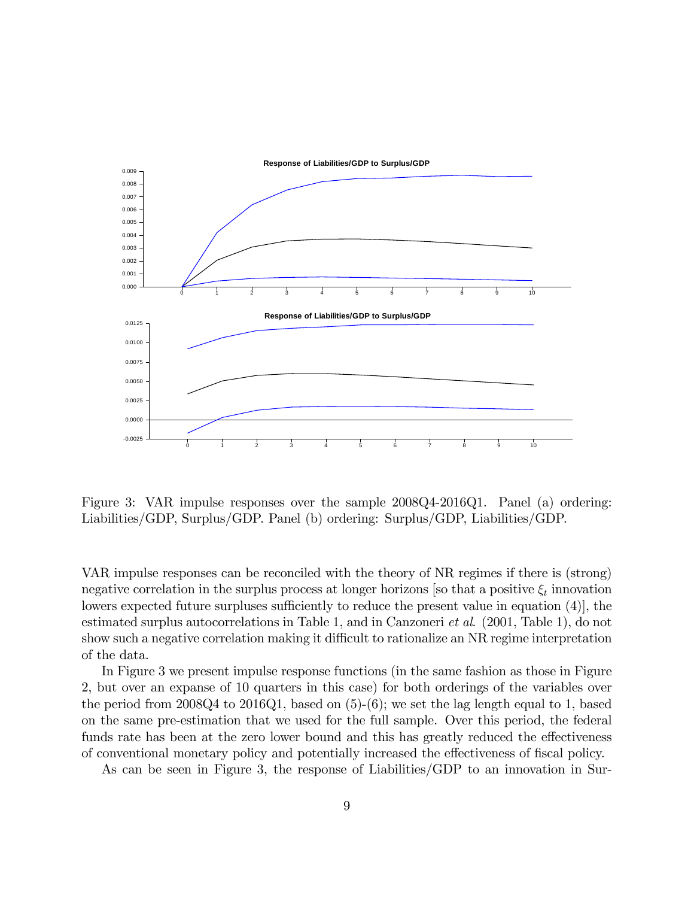Figure 3: VAR impulse responses over the sample 2008Q4-2016Q1. Panel (a) ordering: Liabilities/GDP, Surplus/GDP. Panel (b) ordering: Surplus/GDP, Liabilities/GDP.

VAR impulse responses can be reconciled with the theory of NR regimes if there is (strong) negative correlation in the surplus process at longer horizons [so that a positive $\xi_t$ innovation lowers expected future surpluses sufficiently to reduce the present value in equation (4)], the estimated surplus autocorrelations in Table 1, and in Canzoneri *et al*. (2001, Table 1), do not show such a negative correlation making it difficult to rationalize an NR regime interpretation of the data.

In Figure 3 we present impulse response functions (in the same fashion as those in Figure 2, but over an expanse of 10 quarters in this case) for both orderings of the variables over the period from 2008Q4 to 2016Q1, based on (5)-(6); we set the lag length equal to 1, based on the same pre-estimation that we used for the full sample. Over this period, the federal funds rate has been at the zero lower bound and this has greatly reduced the effectiveness of conventional monetary policy and potentially increased the effectiveness of fiscal policy.

As can be seen in Figure 3, the response of Liabilities/GDP to an innovation in Sur-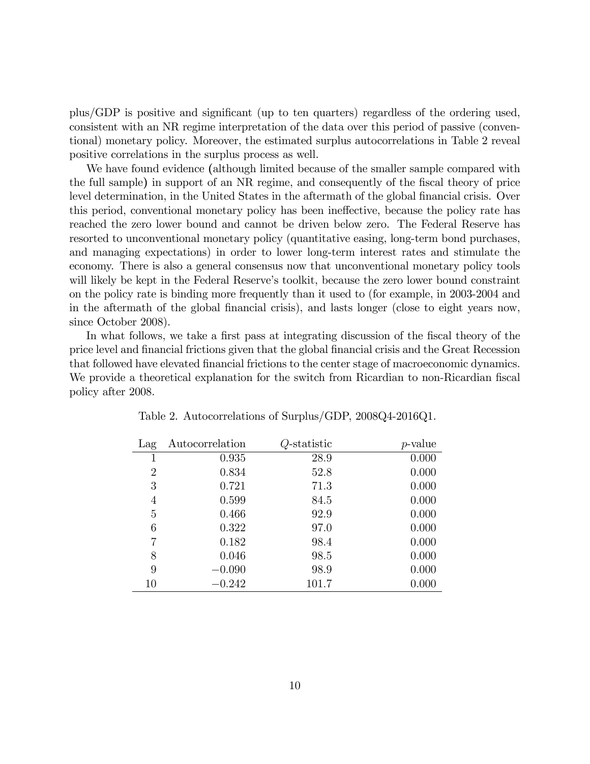plus/GDP is positive and significant (up to ten quarters) regardless of the ordering used, consistent with an NR regime interpretation of the data over this period of passive (conventional) monetary policy. Moreover, the estimated surplus autocorrelations in Table 2 reveal positive correlations in the surplus process as well.

We have found evidence (although limited because of the smaller sample compared with the full sample) in support of an NR regime, and consequently of the fiscal theory of price level determination, in the United States in the aftermath of the global financial crisis. Over this period, conventional monetary policy has been ineffective, because the policy rate has reached the zero lower bound and cannot be driven below zero. The Federal Reserve has resorted to unconventional monetary policy (quantitative easing, long-term bond purchases, and managing expectations) in order to lower long-term interest rates and stimulate the economy. There is also a general consensus now that unconventional monetary policy tools will likely be kept in the Federal Reserve's toolkit, because the zero lower bound constraint on the policy rate is binding more frequently than it used to (for example, in 2003-2004 and in the aftermath of the global financial crisis), and lasts longer (close to eight years now, since October 2008).

In what follows, we take a first pass at integrating discussion of the fiscal theory of the price level and financial frictions given that the global financial crisis and the Great Recession that followed have elevated financial frictions to the center stage of macroeconomic dynamics. We provide a theoretical explanation for the switch from Ricardian to non-Ricardian fiscal policy after 2008.

Table 2. Autocorrelations of Surplus/GDP, 2008Q4-2016Q1.

| Lag | Autocorrelation | $Q$-statistic | $p$-value |
|---|---|---|---|
| 1 | 0.935 | 28.9 | 0.000 |
| 2 | 0.834 | 52.8 | 0.000 |
| 3 | 0.721 | 71.3 | 0.000 |
| 4 | 0.599 | 84.5 | 0.000 |
| 5 | 0.466 | 92.9 | 0.000 |
| 6 | 0.322 | 97.0 | 0.000 |
| 7 | 0.182 | 98.4 | 0.000 |
| 8 | 0.046 | 98.5 | 0.000 |
| 9 | $-0.090$ | 98.9 | 0.000 |
| 10 | $-0.242$ | 101.7 | 0.000 |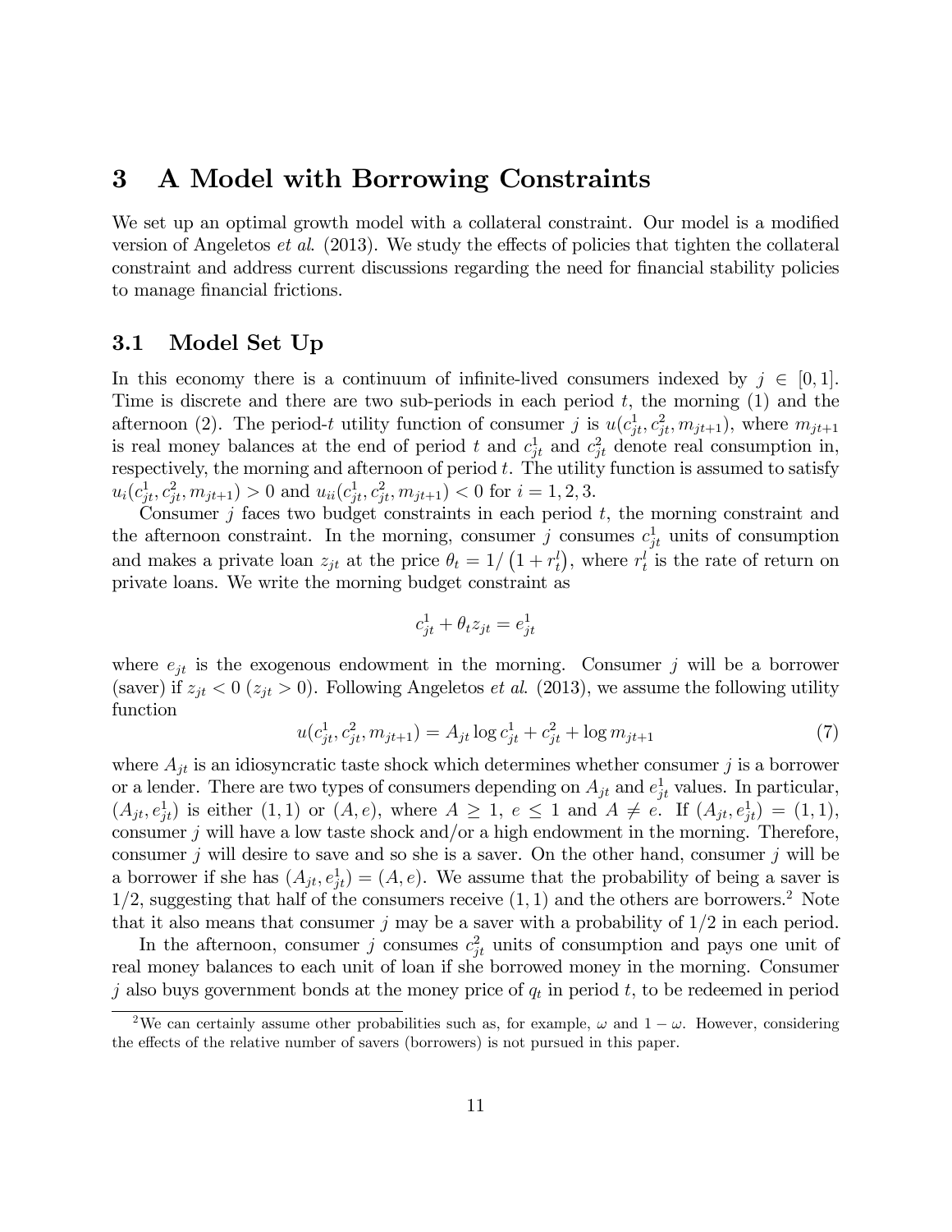## 3 A Model with Borrowing Constraints

We set up an optimal growth model with a collateral constraint. Our model is a modified version of Angeletos *et al*. (2013). We study the effects of policies that tighten the collateral constraint and address current discussions regarding the need for financial stability policies to manage financial frictions.

### 3.1 Model Set Up

In this economy there is a continuum of infinite-lived consumers indexed by $j \in [0, 1]$. Time is discrete and there are two sub-periods in each period $t$, the morning (1) and the afternoon (2). The period-$t$ utility function of consumer $j$ is $u(c_{jt}^1, c_{jt}^2, m_{jt+1})$, where $m_{jt+1}$ is real money balances at the end of period $t$ and $c_{jt}^1$ and $c_{jt}^2$ denote real consumption in, respectively, the morning and afternoon of period $t$. The utility function is assumed to satisfy $u_i(c_{jt}^1, c_{jt}^2, m_{jt+1}) > 0$ and $u_{ii}(c_{jt}^1, c_{jt}^2, m_{jt+1}) < 0$ for $i = 1, 2, 3$.

Consumer $j$ faces two budget constraints in each period $t$, the morning constraint and the afternoon constraint. In the morning, consumer $j$ consumes $c_{jt}^1$ units of consumption and makes a private loan $z_{jt}$ at the price $\theta_t = 1/\left(1 + r_t^l\right)$, where $r_t^l$ is the rate of return on private loans. We write the morning budget constraint as

$$c_{jt}^1 + \theta_t z_{jt} = e_{jt}^1$$

where $e_{jt}$ is the exogenous endowment in the morning. Consumer $j$ will be a borrower (saver) if $z_{jt} < 0$ ($z_{jt} > 0$). Following Angeletos *et al*. (2013), we assume the following utility function

$$u(c_{jt}^1, c_{jt}^2, m_{jt+1}) = A_{jt} \log c_{jt}^1 + c_{jt}^2 + \log m_{jt+1} \tag{7}$$

where $A_{jt}$ is an idiosyncratic taste shock which determines whether consumer $j$ is a borrower or a lender. There are two types of consumers depending on $A_{jt}$ and $e_{jt}^1$ values. In particular, $(A_{jt}, e_{jt}^1)$ is either $(1, 1)$ or $(A, e)$, where $A \geq 1$, $e \leq 1$ and $A \neq e$. If $(A_{jt}, e_{jt}^1) = (1, 1)$, consumer $j$ will have a low taste shock and/or a high endowment in the morning. Therefore, consumer $j$ will desire to save and so she is a saver. On the other hand, consumer $j$ will be a borrower if she has $(A_{jt}, e_{jt}^1) = (A, e)$. We assume that the probability of being a saver is $1/2$, suggesting that half of the consumers receive $(1, 1)$ and the others are borrowers.[2] Note that it also means that consumer $j$ may be a saver with a probability of $1/2$ in each period.

In the afternoon, consumer $j$ consumes $c_{jt}^2$ units of consumption and pays one unit of real money balances to each unit of loan if she borrowed money in the morning. Consumer $j$ also buys government bonds at the money price of $q_t$ in period $t$, to be redeemed in period

[2] We can certainly assume other probabilities such as, for example, $\omega$ and $1 - \omega$. However, considering the effects of the relative number of savers (borrowers) is not pursued in this paper.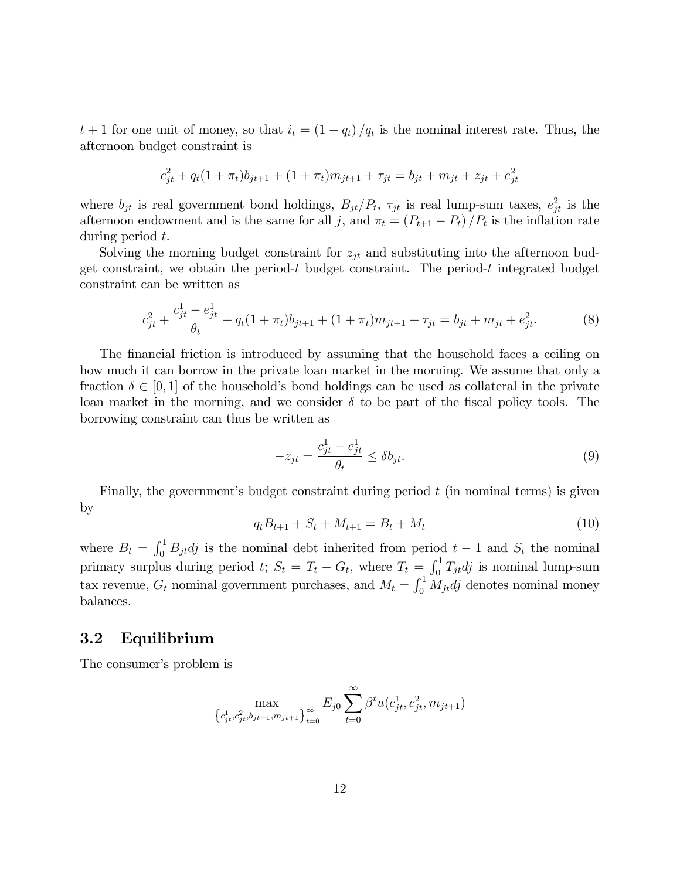$t+1$ for one unit of money, so that $i_t = (1 - q_t)/q_t$ is the nominal interest rate. Thus, the afternoon budget constraint is

$$c_{jt}^2 + q_t(1+\pi_t)b_{jt+1} + (1+\pi_t)m_{jt+1} + \tau_{jt} = b_{jt} + m_{jt} + z_{jt} + e_{jt}^2$$

where $b_{jt}$ is real government bond holdings, $B_{jt}/P_t$, $\tau_{jt}$ is real lump-sum taxes, $e_{jt}^2$ is the afternoon endowment and is the same for all $j$, and $\pi_t = (P_{t+1} - P_t)/P_t$ is the inflation rate during period $t$.

Solving the morning budget constraint for $z_{jt}$ and substituting into the afternoon budget constraint, we obtain the period-$t$ budget constraint. The period-$t$ integrated budget constraint can be written as

$$c_{jt}^2 + \frac{c_{jt}^1 - e_{jt}^1}{\theta_t} + q_t(1+\pi_t)b_{jt+1} + (1+\pi_t)m_{jt+1} + \tau_{jt} = b_{jt} + m_{jt} + e_{jt}^2. \tag{8}$$

The financial friction is introduced by assuming that the household faces a ceiling on how much it can borrow in the private loan market in the morning. We assume that only a fraction $\delta \in [0,1]$ of the household's bond holdings can be used as collateral in the private loan market in the morning, and we consider $\delta$ to be part of the fiscal policy tools. The borrowing constraint can thus be written as

$$-z_{jt} = \frac{c_{jt}^1 - e_{jt}^1}{\theta_t} \leq \delta b_{jt}. \tag{9}$$

Finally, the government's budget constraint during period $t$ (in nominal terms) is given by

$$q_t B_{t+1} + S_t + M_{t+1} = B_t + M_t \tag{10}$$

where $B_t = \int_0^1 B_{jt} dj$ is the nominal debt inherited from period $t-1$ and $S_t$ the nominal primary surplus during period $t$; $S_t = T_t - G_t$, where $T_t = \int_0^1 T_{jt} dj$ is nominal lump-sum tax revenue, $G_t$ nominal government purchases, and $M_t = \int_0^1 M_{jt} dj$ denotes nominal money balances.

## 3.2 Equilibrium

The consumer's problem is

$$\max_{\left\{c_{jt}^1, c_{jt}^2, b_{jt+1}, m_{jt+1}\right\}_{t=0}^{\infty}} E_{j0} \sum_{t=0}^{\infty} \beta^t u(c_{jt}^1, c_{jt}^2, m_{jt+1})$$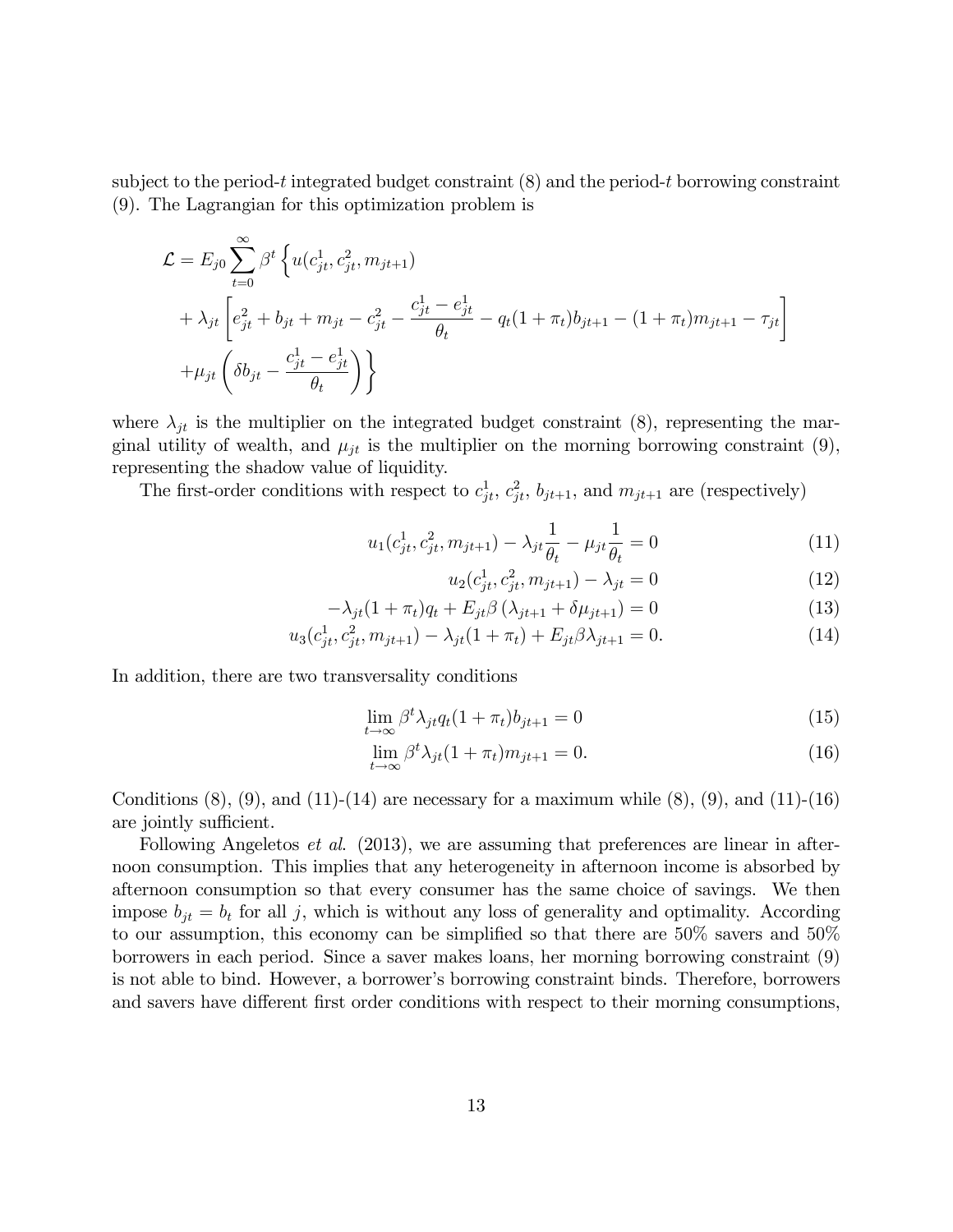subject to the period-$t$ integrated budget constraint (8) and the period-$t$ borrowing constraint (9). The Lagrangian for this optimization problem is

$$
\begin{aligned}
\mathcal{L} = E_{j0} \sum_{t=0}^{\infty} \beta^t \Big\{ & u(c^1_{jt}, c^2_{jt}, m_{jt+1}) \\
& + \lambda_{jt} \left[ e^2_{jt} + b_{jt} + m_{jt} - c^2_{jt} - \frac{c^1_{jt} - e^1_{jt}}{\theta_t} - q_t(1+\pi_t) b_{jt+1} - (1+\pi_t) m_{jt+1} - \tau_{jt} \right] \\
& + \mu_{jt} \left( \delta b_{jt} - \frac{c^1_{jt} - e^1_{jt}}{\theta_t} \right) \Big\}
\end{aligned}
$$

where $\lambda_{jt}$ is the multiplier on the integrated budget constraint (8), representing the marginal utility of wealth, and $\mu_{jt}$ is the multiplier on the morning borrowing constraint (9), representing the shadow value of liquidity.

The first-order conditions with respect to $c^1_{jt}$, $c^2_{jt}$, $b_{jt+1}$, and $m_{jt+1}$ are (respectively)

$$
u_1(c^1_{jt}, c^2_{jt}, m_{jt+1}) - \lambda_{jt} \frac{1}{\theta_t} - \mu_{jt} \frac{1}{\theta_t} = 0 \tag{11}
$$

$$
u_2(c^1_{jt}, c^2_{jt}, m_{jt+1}) - \lambda_{jt} = 0 \tag{12}
$$

$$
-\lambda_{jt}(1+\pi_t) q_t + E_{jt} \beta \left( \lambda_{jt+1} + \delta \mu_{jt+1} \right) = 0 \tag{13}
$$

$$
u_3(c^1_{jt}, c^2_{jt}, m_{jt+1}) - \lambda_{jt}(1+\pi_t) + E_{jt} \beta \lambda_{jt+1} = 0. \tag{14}
$$

In addition, there are two transversality conditions

$$
\lim_{t \to \infty} \beta^t \lambda_{jt} q_t (1+\pi_t) b_{jt+1} = 0 \tag{15}
$$

$$
\lim_{t \to \infty} \beta^t \lambda_{jt} (1+\pi_t) m_{jt+1} = 0. \tag{16}
$$

Conditions (8), (9), and (11)-(14) are necessary for a maximum while (8), (9), and (11)-(16) are jointly sufficient.

Following Angeletos *et al.* (2013), we are assuming that preferences are linear in afternoon consumption. This implies that any heterogeneity in afternoon income is absorbed by afternoon consumption so that every consumer has the same choice of savings. We then impose $b_{jt} = b_t$ for all $j$, which is without any loss of generality and optimality. According to our assumption, this economy can be simplified so that there are 50% savers and 50% borrowers in each period. Since a saver makes loans, her morning borrowing constraint (9) is not able to bind. However, a borrower's borrowing constraint binds. Therefore, borrowers and savers have different first order conditions with respect to their morning consumptions,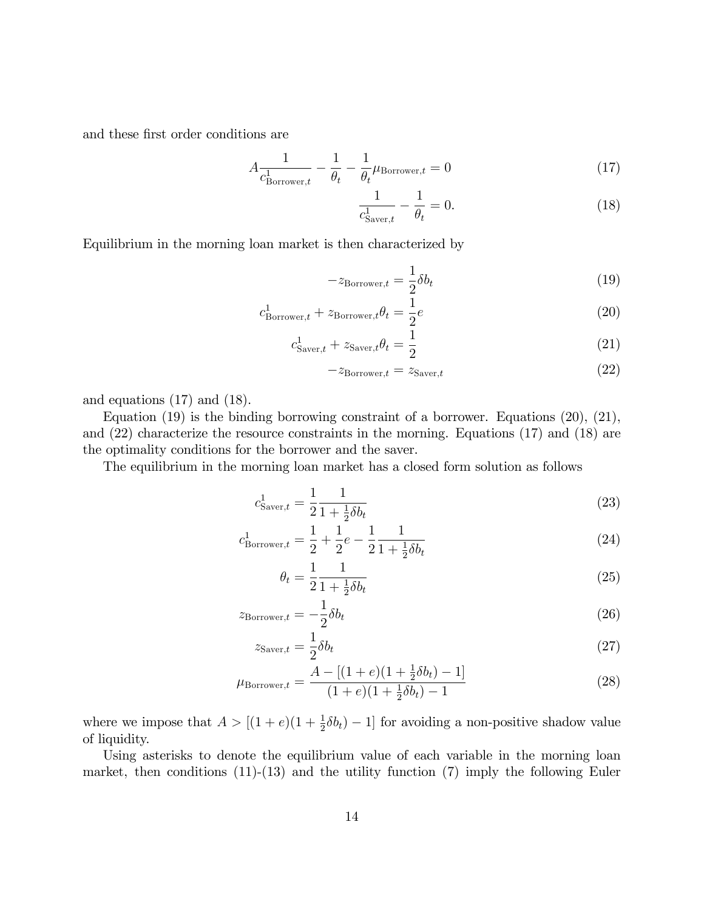and these first order conditions are

$$A\frac{1}{c^1_{\text{Borrower},t}} - \frac{1}{\theta_t} - \frac{1}{\theta_t}\mu_{\text{Borrower},t} = 0 \tag{17}$$

$$\frac{1}{c^1_{\text{Saver},t}} - \frac{1}{\theta_t} = 0. \tag{18}$$

Equilibrium in the morning loan market is then characterized by

$$-z_{\text{Borrower},t} = \frac{1}{2}\delta b_t \tag{19}$$

$$c^1_{\text{Borrower},t} + z_{\text{Borrower},t}\theta_t = \frac{1}{2}e \tag{20}$$

$$c^1_{\text{Saver},t} + z_{\text{Saver},t}\theta_t = \frac{1}{2} \tag{21}$$

$$-z_{\text{Borrower},t} = z_{\text{Saver},t} \tag{22}$$

and equations (17) and (18).

Equation (19) is the binding borrowing constraint of a borrower. Equations (20), (21), and (22) characterize the resource constraints in the morning. Equations (17) and (18) are the optimality conditions for the borrower and the saver.

The equilibrium in the morning loan market has a closed form solution as follows

$$c^1_{\text{Saver},t} = \frac{1}{2}\frac{1}{1+\frac{1}{2}\delta b_t} \tag{23}$$

$$c^1_{\text{Borrower},t} = \frac{1}{2} + \frac{1}{2}e - \frac{1}{2}\frac{1}{1+\frac{1}{2}\delta b_t} \tag{24}$$

$$\theta_t = \frac{1}{2}\frac{1}{1+\frac{1}{2}\delta b_t} \tag{25}$$

$$z_{\text{Borrower},t} = -\frac{1}{2}\delta b_t \tag{26}$$

$$z_{\text{Saver},t} = \frac{1}{2}\delta b_t \tag{27}$$

$$\mu_{\text{Borrower},t} = \frac{A - [(1+e)(1+\frac{1}{2}\delta b_t) - 1]}{(1+e)(1+\frac{1}{2}\delta b_t) - 1} \tag{28}$$

where we impose that $A > [(1+e)(1+\frac{1}{2}\delta b_t) - 1]$ for avoiding a non-positive shadow value of liquidity.

Using asterisks to denote the equilibrium value of each variable in the morning loan market, then conditions (11)-(13) and the utility function (7) imply the following Euler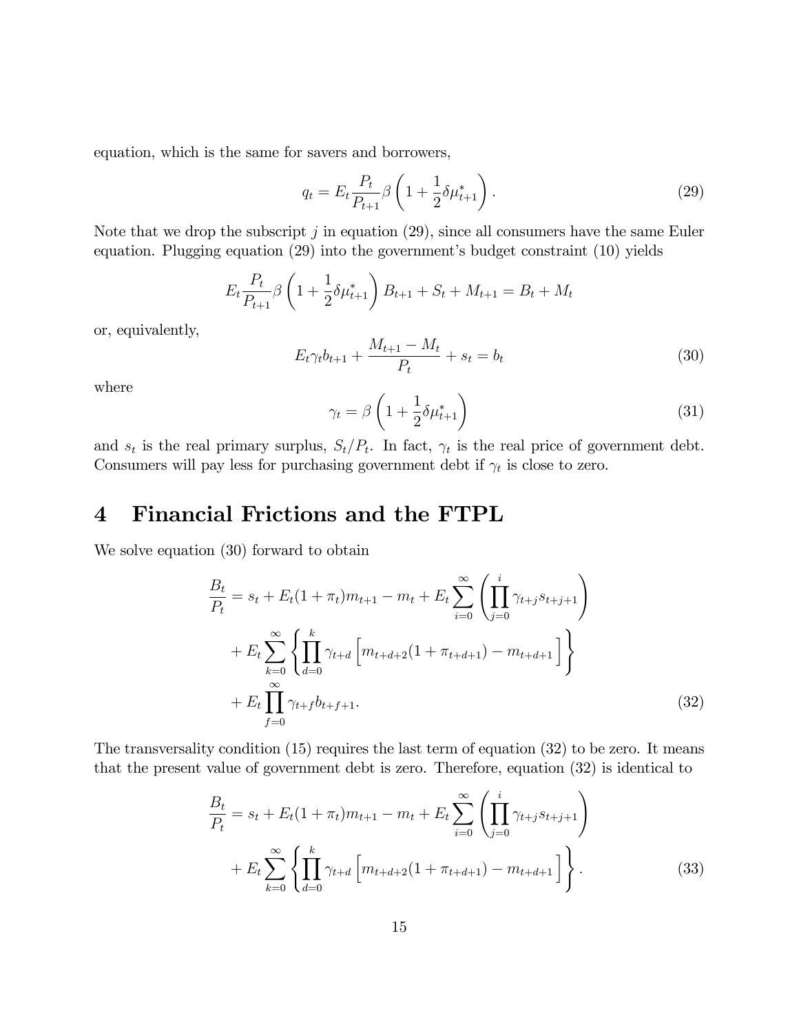equation, which is the same for savers and borrowers,

$$
q_t = E_t \frac{P_t}{P_{t+1}} \beta \left(1 + \frac{1}{2}\delta\mu^*_{t+1}\right). \tag{29}
$$

Note that we drop the subscript $j$ in equation (29), since all consumers have the same Euler equation. Plugging equation (29) into the government's budget constraint (10) yields

$$
E_t \frac{P_t}{P_{t+1}} \beta \left(1 + \frac{1}{2}\delta\mu^*_{t+1}\right) B_{t+1} + S_t + M_{t+1} = B_t + M_t
$$

or, equivalently,

$$
E_t \gamma_t b_{t+1} + \frac{M_{t+1} - M_t}{P_t} + s_t = b_t \tag{30}
$$

where

$$
\gamma_t = \beta \left(1 + \frac{1}{2}\delta\mu^*_{t+1}\right) \tag{31}
$$

and $s_t$ is the real primary surplus, $S_t/P_t$. In fact, $\gamma_t$ is the real price of government debt. Consumers will pay less for purchasing government debt if $\gamma_t$ is close to zero.

# 4 Financial Frictions and the FTPL

We solve equation (30) forward to obtain

$$
\begin{aligned}
\frac{B_t}{P_t} = {} & s_t + E_t(1+\pi_t)m_{t+1} - m_t + E_t \sum_{i=0}^{\infty} \left( \prod_{j=0}^{i} \gamma_{t+j} s_{t+j+1} \right) \\
& + E_t \sum_{k=0}^{\infty} \left\{ \prod_{d=0}^{k} \gamma_{t+d} \left[ m_{t+d+2}(1+\pi_{t+d+1}) - m_{t+d+1} \right] \right\} \\
& + E_t \prod_{f=0}^{\infty} \gamma_{t+f} b_{t+f+1}.
\end{aligned} \tag{32}
$$

The transversality condition (15) requires the last term of equation (32) to be zero. It means that the present value of government debt is zero. Therefore, equation (32) is identical to

$$
\begin{aligned}
\frac{B_t}{P_t} = {} & s_t + E_t(1+\pi_t)m_{t+1} - m_t + E_t \sum_{i=0}^{\infty} \left( \prod_{j=0}^{i} \gamma_{t+j} s_{t+j+1} \right) \\
& + E_t \sum_{k=0}^{\infty} \left\{ \prod_{d=0}^{k} \gamma_{t+d} \left[ m_{t+d+2}(1+\pi_{t+d+1}) - m_{t+d+1} \right] \right\}.
\end{aligned} \tag{33}
$$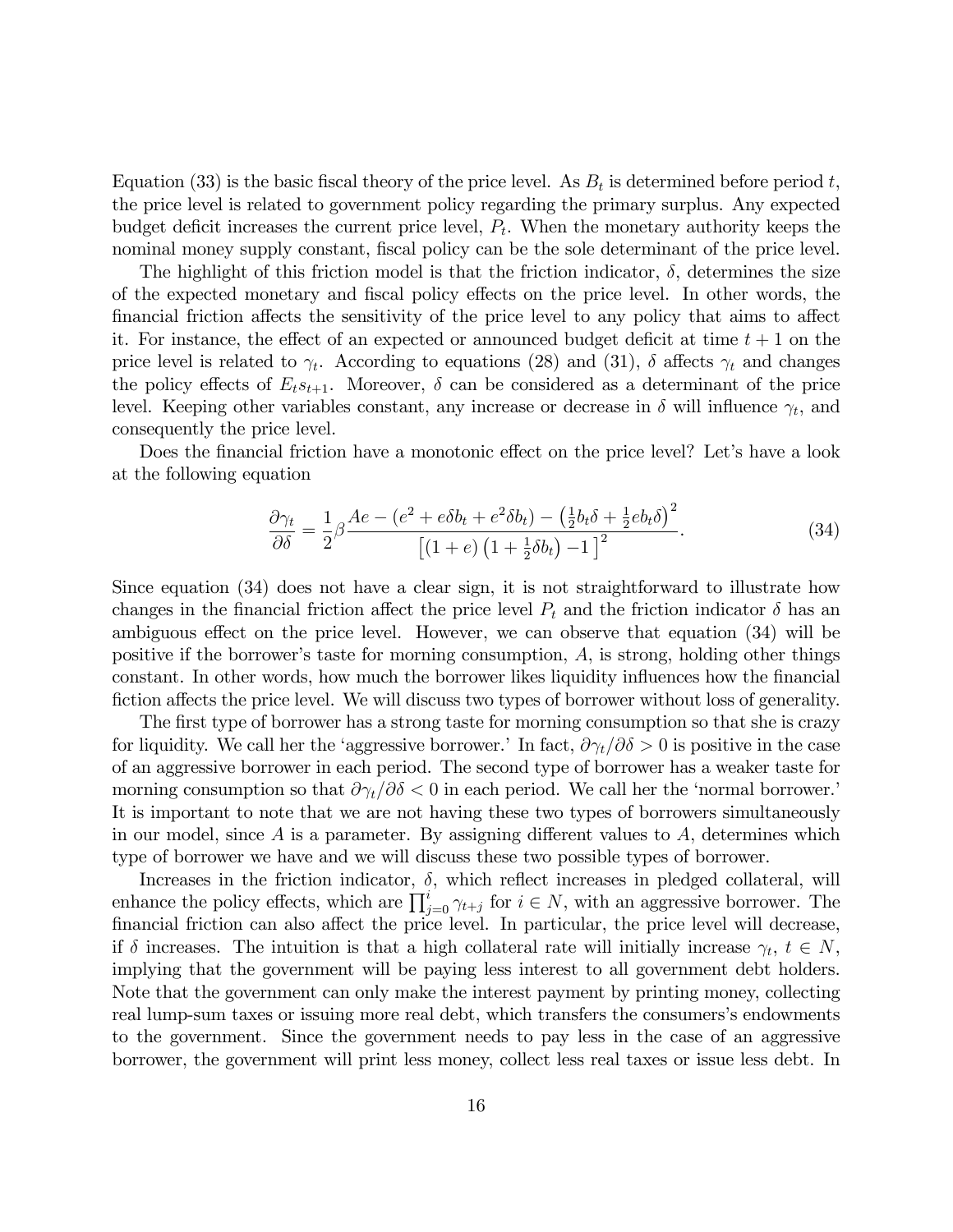Equation (33) is the basic fiscal theory of the price level. As $B_t$ is determined before period $t$, the price level is related to government policy regarding the primary surplus. Any expected budget deficit increases the current price level, $P_t$. When the monetary authority keeps the nominal money supply constant, fiscal policy can be the sole determinant of the price level.

The highlight of this friction model is that the friction indicator, $\delta$, determines the size of the expected monetary and fiscal policy effects on the price level. In other words, the financial friction affects the sensitivity of the price level to any policy that aims to affect it. For instance, the effect of an expected or announced budget deficit at time $t+1$ on the price level is related to $\gamma_t$. According to equations (28) and (31), $\delta$ affects $\gamma_t$ and changes the policy effects of $E_t s_{t+1}$. Moreover, $\delta$ can be considered as a determinant of the price level. Keeping other variables constant, any increase or decrease in $\delta$ will influence $\gamma_t$, and consequently the price level.

Does the financial friction have a monotonic effect on the price level? Let's have a look at the following equation

$$\frac{\partial \gamma_t}{\partial \delta} = \frac{1}{2}\beta \frac{Ae - (e^2 + e\delta b_t + e^2 \delta b_t) - \left(\frac{1}{2}b_t \delta + \frac{1}{2}e b_t \delta\right)^2}{\left[(1+e)\left(1+\frac{1}{2}\delta b_t\right) - 1\right]^2}. \tag{34}$$

Since equation (34) does not have a clear sign, it is not straightforward to illustrate how changes in the financial friction affect the price level $P_t$ and the friction indicator $\delta$ has an ambiguous effect on the price level. However, we can observe that equation (34) will be positive if the borrower's taste for morning consumption, $A$, is strong, holding other things constant. In other words, how much the borrower likes liquidity influences how the financial fiction affects the price level. We will discuss two types of borrower without loss of generality.

The first type of borrower has a strong taste for morning consumption so that she is crazy for liquidity. We call her the 'aggressive borrower.' In fact, $\partial \gamma_t / \partial \delta > 0$ is positive in the case of an aggressive borrower in each period. The second type of borrower has a weaker taste for morning consumption so that $\partial \gamma_t / \partial \delta < 0$ in each period. We call her the 'normal borrower.' It is important to note that we are not having these two types of borrowers simultaneously in our model, since $A$ is a parameter. By assigning different values to $A$, determines which type of borrower we have and we will discuss these two possible types of borrower.

Increases in the friction indicator, $\delta$, which reflect increases in pledged collateral, will enhance the policy effects, which are $\prod_{j=0}^{i} \gamma_{t+j}$ for $i \in N$, with an aggressive borrower. The financial friction can also affect the price level. In particular, the price level will decrease, if $\delta$ increases. The intuition is that a high collateral rate will initially increase $\gamma_t$, $t \in N$, implying that the government will be paying less interest to all government debt holders. Note that the government can only make the interest payment by printing money, collecting real lump-sum taxes or issuing more real debt, which transfers the consumers's endowments to the government. Since the government needs to pay less in the case of an aggressive borrower, the government will print less money, collect less real taxes or issue less debt. In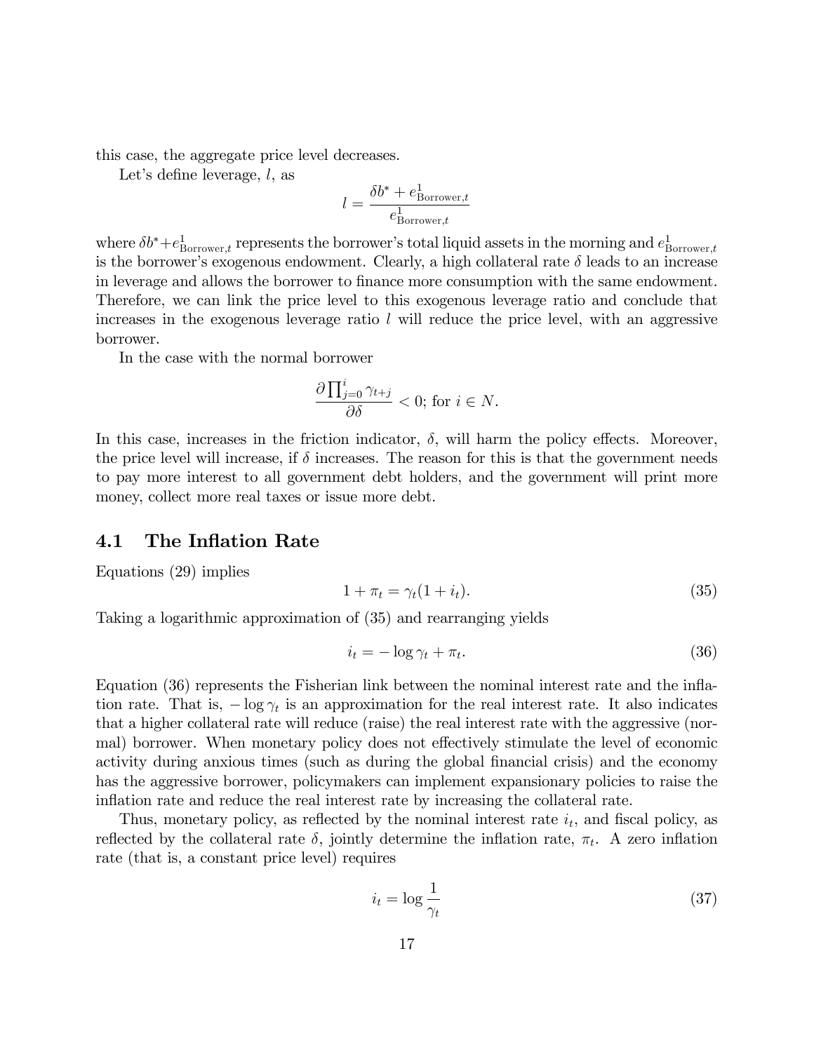this case, the aggregate price level decreases.

Let's define leverage, $l$, as

$$l = \frac{\delta b^* + e^1_{\text{Borrower},t}}{e^1_{\text{Borrower},t}}$$

where $\delta b^* + e^1_{\text{Borrower},t}$ represents the borrower's total liquid assets in the morning and $e^1_{\text{Borrower},t}$ is the borrower's exogenous endowment. Clearly, a high collateral rate $\delta$ leads to an increase in leverage and allows the borrower to finance more consumption with the same endowment. Therefore, we can link the price level to this exogenous leverage ratio and conclude that increases in the exogenous leverage ratio $l$ will reduce the price level, with an aggressive borrower.

In the case with the normal borrower

$$\frac{\partial \prod_{j=0}^{i} \gamma_{t+j}}{\partial \delta} < 0; \text{ for } i \in N.$$

In this case, increases in the friction indicator, $\delta$, will harm the policy effects. Moreover, the price level will increase, if $\delta$ increases. The reason for this is that the government needs to pay more interest to all government debt holders, and the government will print more money, collect more real taxes or issue more debt.

## 4.1 The Inflation Rate

Equations (29) implies

$$1 + \pi_t = \gamma_t(1 + i_t). \tag{35}$$

Taking a logarithmic approximation of (35) and rearranging yields

$$i_t = -\log \gamma_t + \pi_t. \tag{36}$$

Equation (36) represents the Fisherian link between the nominal interest rate and the inflation rate. That is, $-\log \gamma_t$ is an approximation for the real interest rate. It also indicates that a higher collateral rate will reduce (raise) the real interest rate with the aggressive (normal) borrower. When monetary policy does not effectively stimulate the level of economic activity during anxious times (such as during the global financial crisis) and the economy has the aggressive borrower, policymakers can implement expansionary policies to raise the inflation rate and reduce the real interest rate by increasing the collateral rate.

Thus, monetary policy, as reflected by the nominal interest rate $i_t$, and fiscal policy, as reflected by the collateral rate $\delta$, jointly determine the inflation rate, $\pi_t$. A zero inflation rate (that is, a constant price level) requires

$$i_t = \log \frac{1}{\gamma_t} \tag{37}$$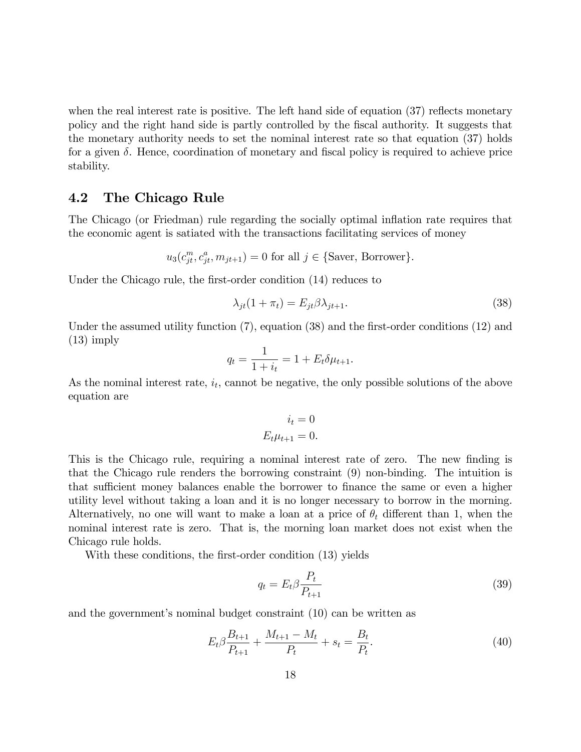when the real interest rate is positive. The left hand side of equation (37) reflects monetary policy and the right hand side is partly controlled by the fiscal authority. It suggests that the monetary authority needs to set the nominal interest rate so that equation (37) holds for a given $\delta$. Hence, coordination of monetary and fiscal policy is required to achieve price stability.

## 4.2 The Chicago Rule

The Chicago (or Friedman) rule regarding the socially optimal inflation rate requires that the economic agent is satiated with the transactions facilitating services of money

$$u_3(c_{jt}^m, c_{jt}^a, m_{jt+1}) = 0 \text{ for all } j \in \{\text{Saver, Borrower}\}.$$

Under the Chicago rule, the first-order condition (14) reduces to

$$\lambda_{jt}(1 + \pi_t) = E_{jt}\beta\lambda_{jt+1}. \tag{38}$$

Under the assumed utility function (7), equation (38) and the first-order conditions (12) and (13) imply

$$q_t = \frac{1}{1 + i_t} = 1 + E_t\delta\mu_{t+1}.$$

As the nominal interest rate, $i_t$, cannot be negative, the only possible solutions of the above equation are

$$i_t = 0$$
$$E_t\mu_{t+1} = 0.$$

This is the Chicago rule, requiring a nominal interest rate of zero. The new finding is that the Chicago rule renders the borrowing constraint (9) non-binding. The intuition is that sufficient money balances enable the borrower to finance the same or even a higher utility level without taking a loan and it is no longer necessary to borrow in the morning. Alternatively, no one will want to make a loan at a price of $\theta_t$ different than 1, when the nominal interest rate is zero. That is, the morning loan market does not exist when the Chicago rule holds.

With these conditions, the first-order condition (13) yields

$$q_t = E_t\beta\frac{P_t}{P_{t+1}} \tag{39}$$

and the government's nominal budget constraint (10) can be written as

$$E_t\beta\frac{B_{t+1}}{P_{t+1}} + \frac{M_{t+1} - M_t}{P_t} + s_t = \frac{B_t}{P_t}. \tag{40}$$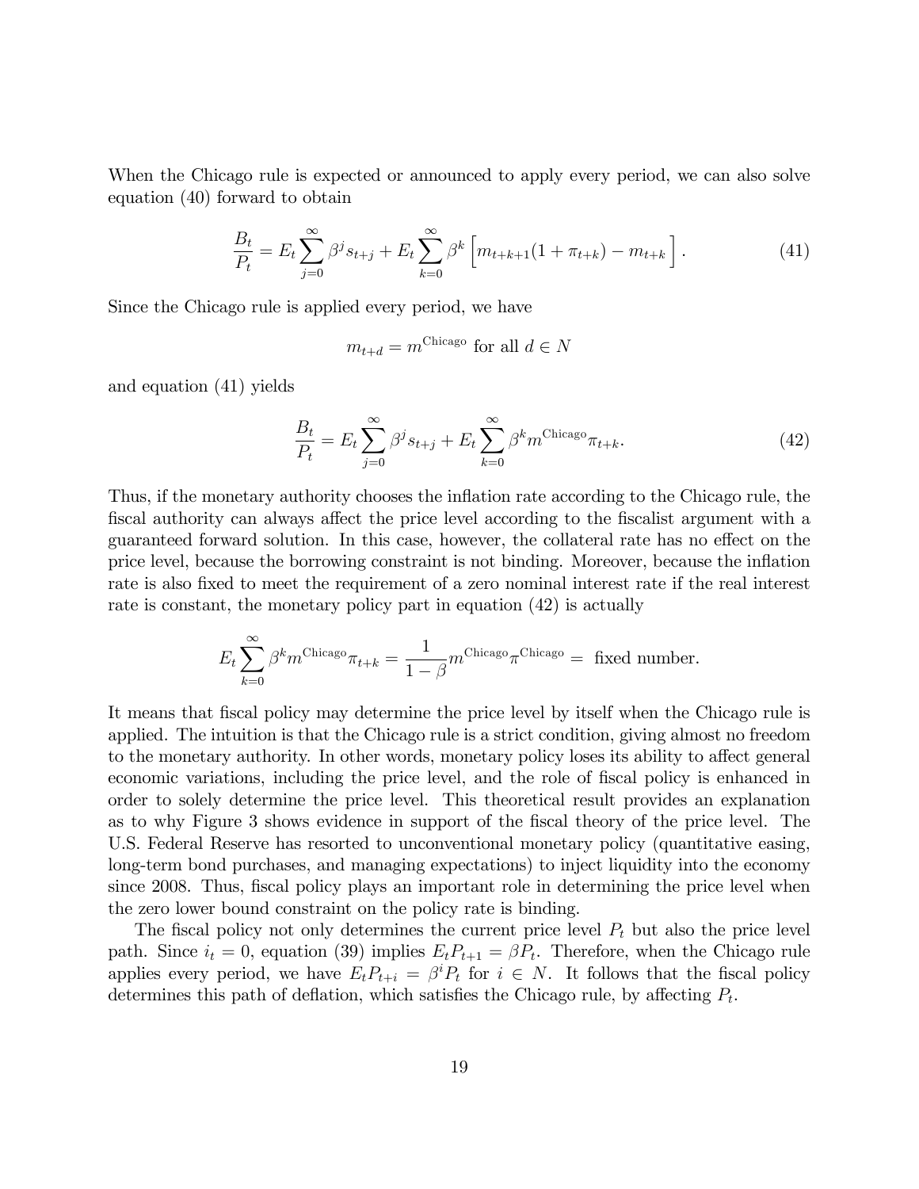When the Chicago rule is expected or announced to apply every period, we can also solve equation (40) forward to obtain

$$\frac{B_t}{P_t} = E_t \sum_{j=0}^{\infty} \beta^j s_{t+j} + E_t \sum_{k=0}^{\infty} \beta^k \Big[ m_{t+k+1}(1+\pi_{t+k}) - m_{t+k} \Big]. \tag{41}$$

Since the Chicago rule is applied every period, we have

$$m_{t+d} = m^{\text{Chicago}} \text{ for all } d \in N$$

and equation (41) yields

$$\frac{B_t}{P_t} = E_t \sum_{j=0}^{\infty} \beta^j s_{t+j} + E_t \sum_{k=0}^{\infty} \beta^k m^{\text{Chicago}} \pi_{t+k}. \tag{42}$$

Thus, if the monetary authority chooses the inflation rate according to the Chicago rule, the fiscal authority can always affect the price level according to the fiscalist argument with a guaranteed forward solution. In this case, however, the collateral rate has no effect on the price level, because the borrowing constraint is not binding. Moreover, because the inflation rate is also fixed to meet the requirement of a zero nominal interest rate if the real interest rate is constant, the monetary policy part in equation (42) is actually

$$E_t \sum_{k=0}^{\infty} \beta^k m^{\text{Chicago}} \pi_{t+k} = \frac{1}{1-\beta} m^{\text{Chicago}} \pi^{\text{Chicago}} = \text{ fixed number.}$$

It means that fiscal policy may determine the price level by itself when the Chicago rule is applied. The intuition is that the Chicago rule is a strict condition, giving almost no freedom to the monetary authority. In other words, monetary policy loses its ability to affect general economic variations, including the price level, and the role of fiscal policy is enhanced in order to solely determine the price level. This theoretical result provides an explanation as to why Figure 3 shows evidence in support of the fiscal theory of the price level. The U.S. Federal Reserve has resorted to unconventional monetary policy (quantitative easing, long-term bond purchases, and managing expectations) to inject liquidity into the economy since 2008. Thus, fiscal policy plays an important role in determining the price level when the zero lower bound constraint on the policy rate is binding.

The fiscal policy not only determines the current price level $P_t$ but also the price level path. Since $i_t = 0$, equation (39) implies $E_t P_{t+1} = \beta P_t$. Therefore, when the Chicago rule applies every period, we have $E_t P_{t+i} = \beta^i P_t$ for $i \in N$. It follows that the fiscal policy determines this path of deflation, which satisfies the Chicago rule, by affecting $P_t$.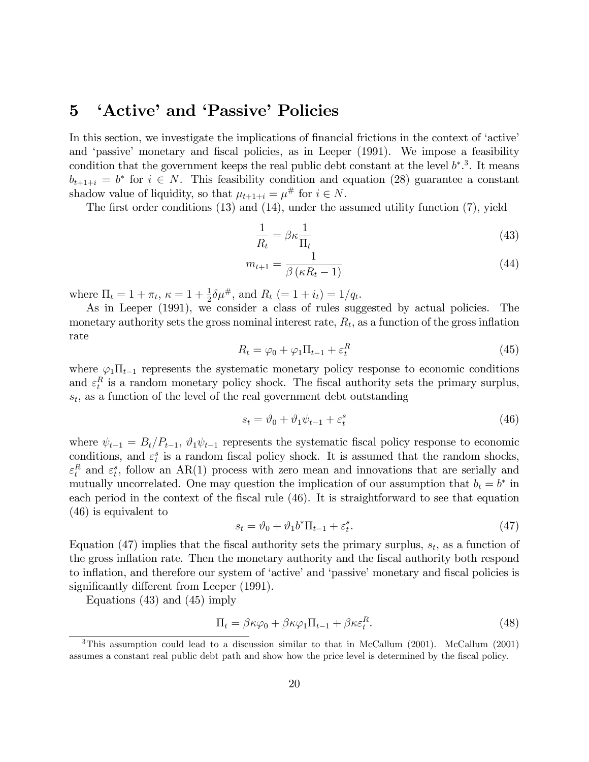# 5 'Active' and 'Passive' Policies

In this section, we investigate the implications of financial frictions in the context of 'active' and 'passive' monetary and fiscal policies, as in Leeper (1991). We impose a feasibility condition that the government keeps the real public debt constant at the level $b^*$.[3]. It means $b_{t+1+i} = b^*$ for $i \in N$. This feasibility condition and equation (28) guarantee a constant shadow value of liquidity, so that $\mu_{t+1+i} = \mu^{\#}$ for $i \in N$.

The first order conditions (13) and (14), under the assumed utility function (7), yield

$$\frac{1}{R_t} = \beta\kappa \frac{1}{\Pi_t} \tag{43}$$

$$m_{t+1} = \frac{1}{\beta\left(\kappa R_t - 1\right)} \tag{44}$$

where $\Pi_t = 1 + \pi_t$, $\kappa = 1 + \frac{1}{2}\delta\mu^{\#}$, and $R_t$ $(= 1 + i_t) = 1/q_t$.

As in Leeper (1991), we consider a class of rules suggested by actual policies. The monetary authority sets the gross nominal interest rate, $R_t$, as a function of the gross inflation rate

$$R_t = \varphi_0 + \varphi_1 \Pi_{t-1} + \varepsilon_t^R \tag{45}$$

where $\varphi_1 \Pi_{t-1}$ represents the systematic monetary policy response to economic conditions and $\varepsilon_t^R$ is a random monetary policy shock. The fiscal authority sets the primary surplus, $s_t$, as a function of the level of the real government debt outstanding

$$s_t = \vartheta_0 + \vartheta_1 \psi_{t-1} + \varepsilon_t^s \tag{46}$$

where $\psi_{t-1} = B_t/P_{t-1}$, $\vartheta_1 \psi_{t-1}$ represents the systematic fiscal policy response to economic conditions, and $\varepsilon_t^s$ is a random fiscal policy shock. It is assumed that the random shocks, $\varepsilon_t^R$ and $\varepsilon_t^s$, follow an AR(1) process with zero mean and innovations that are serially and mutually uncorrelated. One may question the implication of our assumption that $b_t = b^*$ in each period in the context of the fiscal rule (46). It is straightforward to see that equation (46) is equivalent to

$$s_t = \vartheta_0 + \vartheta_1 b^* \Pi_{t-1} + \varepsilon_t^s. \tag{47}$$

Equation (47) implies that the fiscal authority sets the primary surplus, $s_t$, as a function of the gross inflation rate. Then the monetary authority and the fiscal authority both respond to inflation, and therefore our system of 'active' and 'passive' monetary and fiscal policies is significantly different from Leeper (1991).

Equations (43) and (45) imply

$$\Pi_t = \beta\kappa\varphi_0 + \beta\kappa\varphi_1 \Pi_{t-1} + \beta\kappa\varepsilon_t^R. \tag{48}$$

[3] This assumption could lead to a discussion similar to that in McCallum (2001). McCallum (2001) assumes a constant real public debt path and show how the price level is determined by the fiscal policy.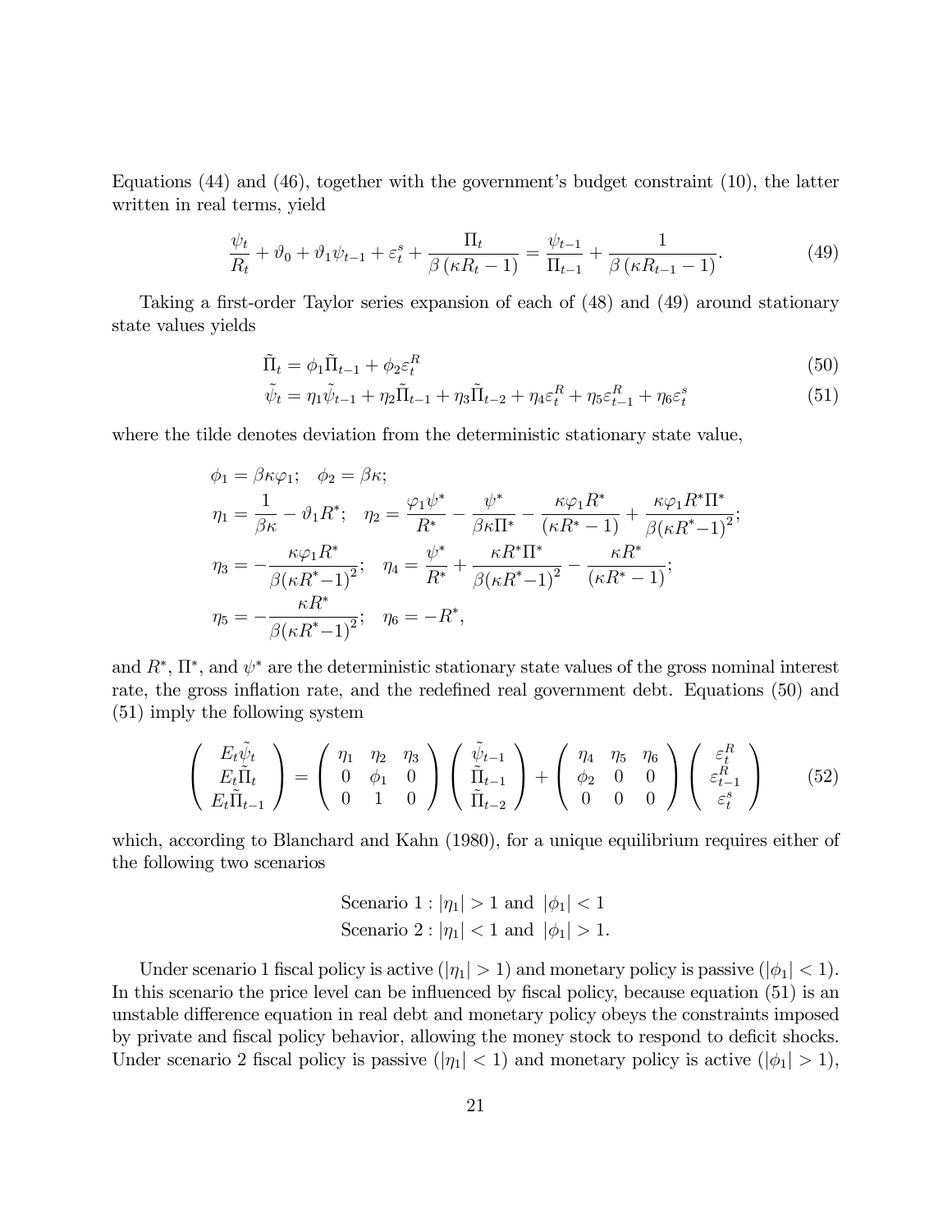Equations (44) and (46), together with the government's budget constraint (10), the latter written in real terms, yield

$$\frac{\psi_t}{R_t} + \vartheta_0 + \vartheta_1 \psi_{t-1} + \varepsilon_t^s + \frac{\Pi_t}{\beta\left(\kappa R_t - 1\right)} = \frac{\psi_{t-1}}{\Pi_{t-1}} + \frac{1}{\beta\left(\kappa R_{t-1} - 1\right)}. \tag{49}$$

Taking a first-order Taylor series expansion of each of (48) and (49) around stationary state values yields

$$\tilde{\Pi}_t = \phi_1 \tilde{\Pi}_{t-1} + \phi_2 \varepsilon_t^R \tag{50}$$

$$\tilde{\psi}_t = \eta_1 \tilde{\psi}_{t-1} + \eta_2 \tilde{\Pi}_{t-1} + \eta_3 \tilde{\Pi}_{t-2} + \eta_4 \varepsilon_t^R + \eta_5 \varepsilon_{t-1}^R + \eta_6 \varepsilon_t^s \tag{51}$$

where the tilde denotes deviation from the deterministic stationary state value,

$$\phi_1 = \beta\kappa\varphi_1; \quad \phi_2 = \beta\kappa;$$

$$\eta_1 = \frac{1}{\beta\kappa} - \vartheta_1 R^*; \quad \eta_2 = \frac{\varphi_1 \psi^*}{R^*} - \frac{\psi^*}{\beta\kappa\Pi^*} - \frac{\kappa\varphi_1 R^*}{(\kappa R^* - 1)} + \frac{\kappa\varphi_1 R^* \Pi^*}{\beta(\kappa R^* - 1)^2};$$

$$\eta_3 = -\frac{\kappa\varphi_1 R^*}{\beta(\kappa R^* - 1)^2}; \quad \eta_4 = \frac{\psi^*}{R^*} + \frac{\kappa R^* \Pi^*}{\beta(\kappa R^* - 1)^2} - \frac{\kappa R^*}{(\kappa R^* - 1)};$$

$$\eta_5 = -\frac{\kappa R^*}{\beta(\kappa R^* - 1)^2}; \quad \eta_6 = -R^*,$$

and $R^*$, $\Pi^*$, and $\psi^*$ are the deterministic stationary state values of the gross nominal interest rate, the gross inflation rate, and the redefined real government debt. Equations (50) and (51) imply the following system

$$\begin{pmatrix} E_t \tilde{\psi}_t \\ E_t \tilde{\Pi}_t \\ E_t \tilde{\Pi}_{t-1} \end{pmatrix} = \begin{pmatrix} \eta_1 & \eta_2 & \eta_3 \\ 0 & \phi_1 & 0 \\ 0 & 1 & 0 \end{pmatrix} \begin{pmatrix} \tilde{\psi}_{t-1} \\ \tilde{\Pi}_{t-1} \\ \tilde{\Pi}_{t-2} \end{pmatrix} + \begin{pmatrix} \eta_4 & \eta_5 & \eta_6 \\ \phi_2 & 0 & 0 \\ 0 & 0 & 0 \end{pmatrix} \begin{pmatrix} \varepsilon_t^R \\ \varepsilon_{t-1}^R \\ \varepsilon_t^s \end{pmatrix} \tag{52}$$

which, according to Blanchard and Kahn (1980), for a unique equilibrium requires either of the following two scenarios

$$\text{Scenario 1}: |\eta_1| > 1 \text{ and } |\phi_1| < 1$$
$$\text{Scenario 2}: |\eta_1| < 1 \text{ and } |\phi_1| > 1.$$

Under scenario 1 fiscal policy is active ($|\eta_1| > 1$) and monetary policy is passive ($|\phi_1| < 1$). In this scenario the price level can be influenced by fiscal policy, because equation (51) is an unstable difference equation in real debt and monetary policy obeys the constraints imposed by private and fiscal policy behavior, allowing the money stock to respond to deficit shocks. Under scenario 2 fiscal policy is passive ($|\eta_1| < 1$) and monetary policy is active ($|\phi_1| > 1$),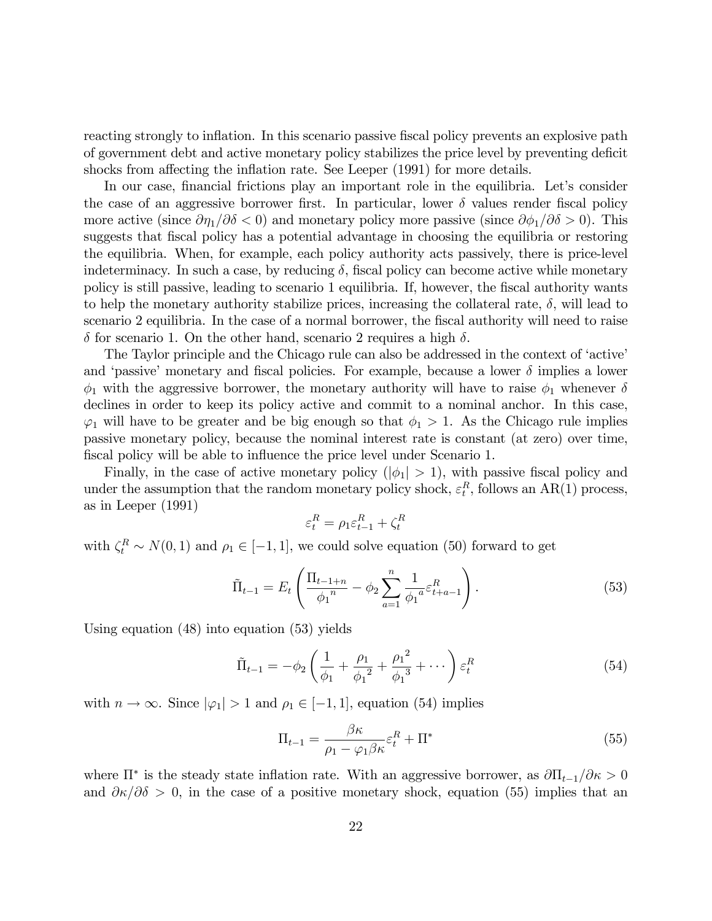reacting strongly to inflation. In this scenario passive fiscal policy prevents an explosive path of government debt and active monetary policy stabilizes the price level by preventing deficit shocks from affecting the inflation rate. See Leeper (1991) for more details.

In our case, financial frictions play an important role in the equilibria. Let's consider the case of an aggressive borrower first. In particular, lower $\delta$ values render fiscal policy more active (since $\partial\eta_1/\partial\delta < 0$) and monetary policy more passive (since $\partial\phi_1/\partial\delta > 0$). This suggests that fiscal policy has a potential advantage in choosing the equilibria or restoring the equilibria. When, for example, each policy authority acts passively, there is price-level indeterminacy. In such a case, by reducing $\delta$, fiscal policy can become active while monetary policy is still passive, leading to scenario 1 equilibria. If, however, the fiscal authority wants to help the monetary authority stabilize prices, increasing the collateral rate, $\delta$, will lead to scenario 2 equilibria. In the case of a normal borrower, the fiscal authority will need to raise $\delta$ for scenario 1. On the other hand, scenario 2 requires a high $\delta$.

The Taylor principle and the Chicago rule can also be addressed in the context of 'active' and 'passive' monetary and fiscal policies. For example, because a lower $\delta$ implies a lower $\phi_1$ with the aggressive borrower, the monetary authority will have to raise $\phi_1$ whenever $\delta$ declines in order to keep its policy active and commit to a nominal anchor. In this case, $\varphi_1$ will have to be greater and be big enough so that $\phi_1 > 1$. As the Chicago rule implies passive monetary policy, because the nominal interest rate is constant (at zero) over time, fiscal policy will be able to influence the price level under Scenario 1.

Finally, in the case of active monetary policy ($|\phi_1| > 1$), with passive fiscal policy and under the assumption that the random monetary policy shock, $\varepsilon_t^R$, follows an AR(1) process, as in Leeper (1991)

$$\varepsilon_t^R = \rho_1 \varepsilon_{t-1}^R + \zeta_t^R$$

with $\zeta_t^R \sim N(0,1)$ and $\rho_1 \in [-1,1]$, we could solve equation (50) forward to get

$$\tilde{\Pi}_{t-1} = E_t \left( \frac{\Pi_{t-1+n}}{{\phi_1}^n} - \phi_2 \sum_{a=1}^{n} \frac{1}{{\phi_1}^a} \varepsilon_{t+a-1}^R \right). \tag{53}$$

Using equation (48) into equation (53) yields

$$\tilde{\Pi}_{t-1} = -\phi_2 \left( \frac{1}{\phi_1} + \frac{\rho_1}{{\phi_1}^2} + \frac{{\rho_1}^2}{{\phi_1}^3} + \cdots \right) \varepsilon_t^R \tag{54}$$

with $n \to \infty$. Since $|\varphi_1| > 1$ and $\rho_1 \in [-1,1]$, equation (54) implies

$$\Pi_{t-1} = \frac{\beta\kappa}{\rho_1 - \varphi_1 \beta\kappa} \varepsilon_t^R + \Pi^* \tag{55}$$

where $\Pi^*$ is the steady state inflation rate. With an aggressive borrower, as $\partial\Pi_{t-1}/\partial\kappa > 0$ and $\partial\kappa/\partial\delta > 0$, in the case of a positive monetary shock, equation (55) implies that an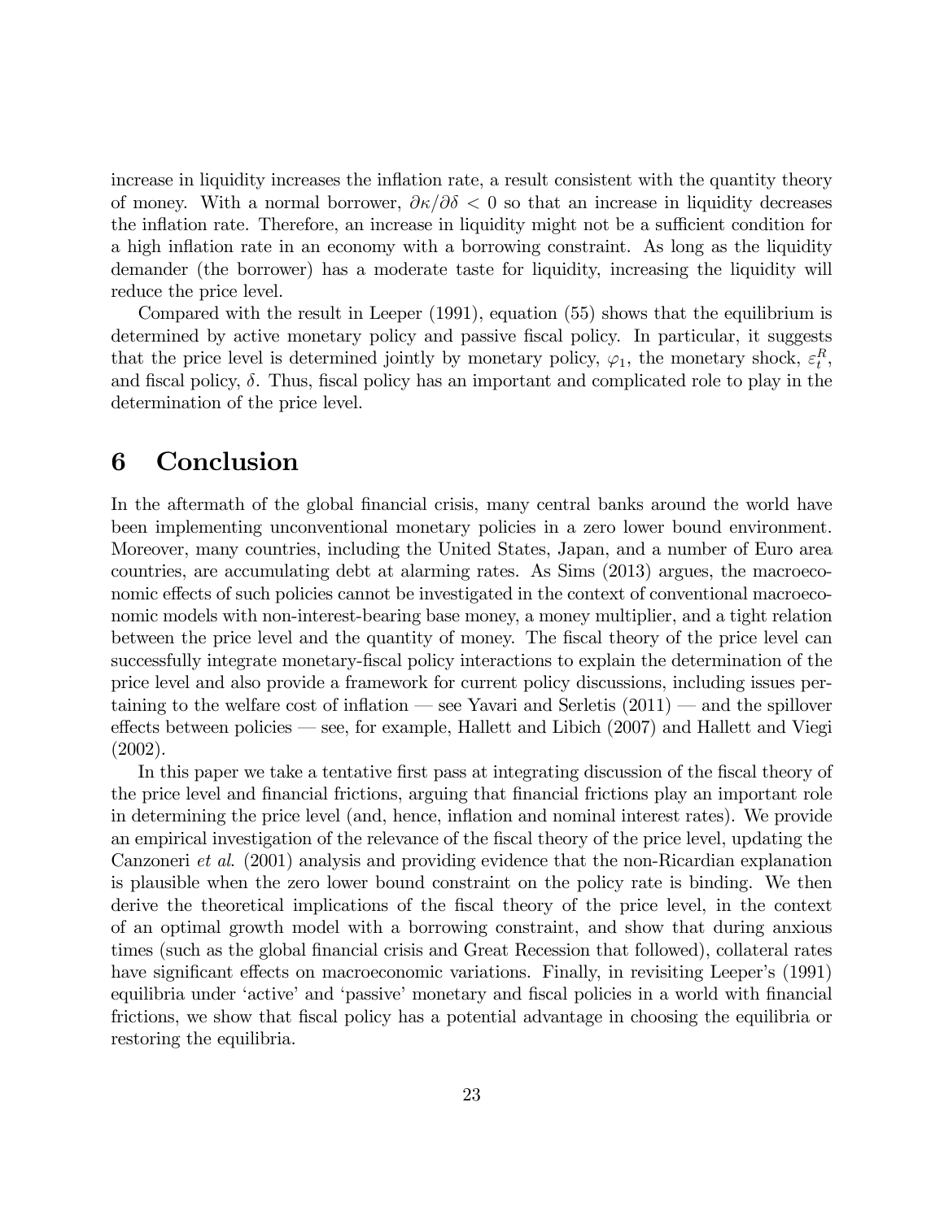increase in liquidity increases the inflation rate, a result consistent with the quantity theory of money. With a normal borrower, $\partial\kappa/\partial\delta < 0$ so that an increase in liquidity decreases the inflation rate. Therefore, an increase in liquidity might not be a sufficient condition for a high inflation rate in an economy with a borrowing constraint. As long as the liquidity demander (the borrower) has a moderate taste for liquidity, increasing the liquidity will reduce the price level.

Compared with the result in Leeper (1991), equation (55) shows that the equilibrium is determined by active monetary policy and passive fiscal policy. In particular, it suggests that the price level is determined jointly by monetary policy, $\varphi_1$, the monetary shock, $\varepsilon_t^R$, and fiscal policy, $\delta$. Thus, fiscal policy has an important and complicated role to play in the determination of the price level.

# 6 Conclusion

In the aftermath of the global financial crisis, many central banks around the world have been implementing unconventional monetary policies in a zero lower bound environment. Moreover, many countries, including the United States, Japan, and a number of Euro area countries, are accumulating debt at alarming rates. As Sims (2013) argues, the macroeconomic effects of such policies cannot be investigated in the context of conventional macroeconomic models with non-interest-bearing base money, a money multiplier, and a tight relation between the price level and the quantity of money. The fiscal theory of the price level can successfully integrate monetary-fiscal policy interactions to explain the determination of the price level and also provide a framework for current policy discussions, including issues pertaining to the welfare cost of inflation — see Yavari and Serletis (2011) — and the spillover effects between policies — see, for example, Hallett and Libich (2007) and Hallett and Viegi (2002).

In this paper we take a tentative first pass at integrating discussion of the fiscal theory of the price level and financial frictions, arguing that financial frictions play an important role in determining the price level (and, hence, inflation and nominal interest rates). We provide an empirical investigation of the relevance of the fiscal theory of the price level, updating the Canzoneri *et al.* (2001) analysis and providing evidence that the non-Ricardian explanation is plausible when the zero lower bound constraint on the policy rate is binding. We then derive the theoretical implications of the fiscal theory of the price level, in the context of an optimal growth model with a borrowing constraint, and show that during anxious times (such as the global financial crisis and Great Recession that followed), collateral rates have significant effects on macroeconomic variations. Finally, in revisiting Leeper's (1991) equilibria under 'active' and 'passive' monetary and fiscal policies in a world with financial frictions, we show that fiscal policy has a potential advantage in choosing the equilibria or restoring the equilibria.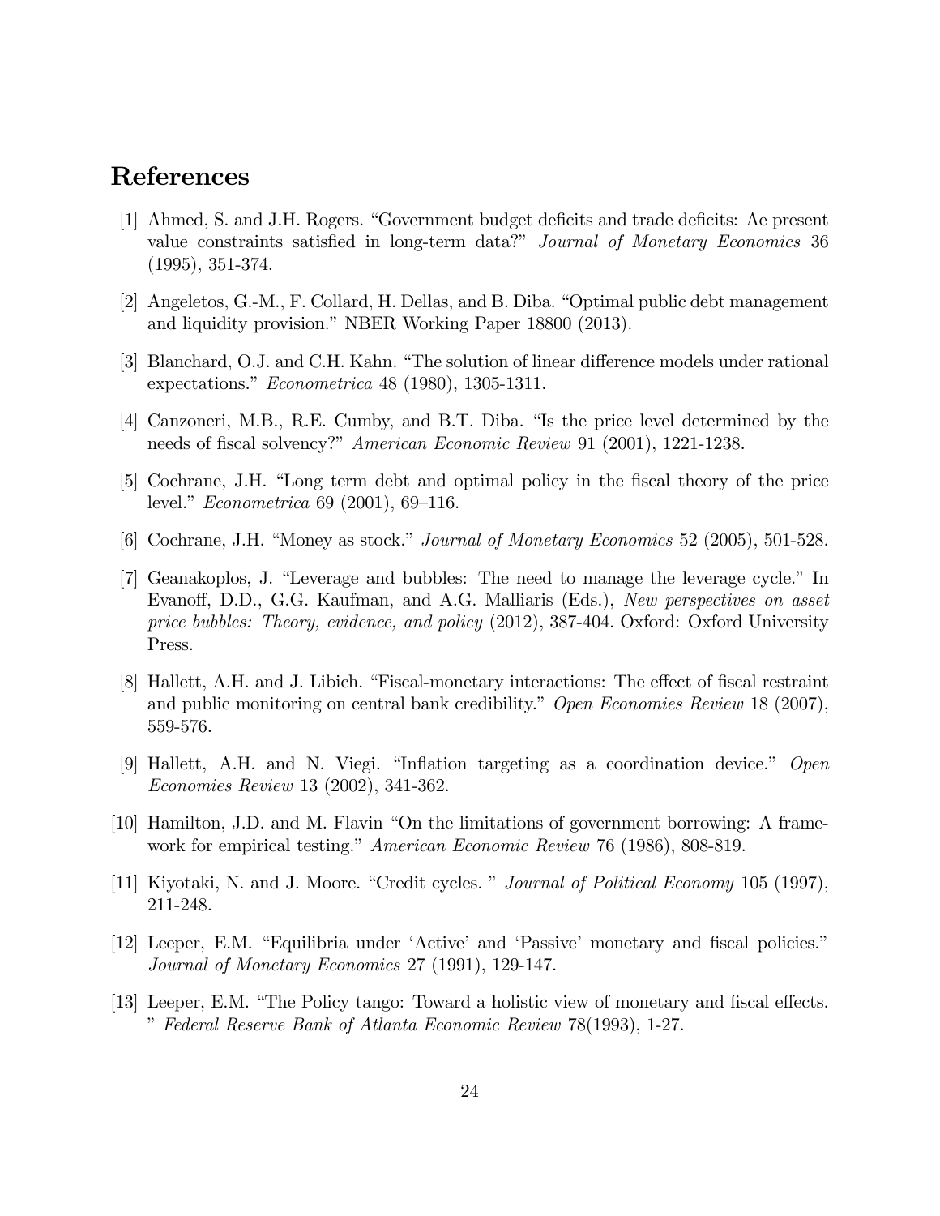# References

[1] Ahmed, S. and J.H. Rogers. "Government budget deficits and trade deficits: Ae present value constraints satisfied in long-term data?" *Journal of Monetary Economics* 36 (1995), 351-374.

[2] Angeletos, G.-M., F. Collard, H. Dellas, and B. Diba. "Optimal public debt management and liquidity provision." NBER Working Paper 18800 (2013).

[3] Blanchard, O.J. and C.H. Kahn. "The solution of linear difference models under rational expectations." *Econometrica* 48 (1980), 1305-1311.

[4] Canzoneri, M.B., R.E. Cumby, and B.T. Diba. "Is the price level determined by the needs of fiscal solvency?" *American Economic Review* 91 (2001), 1221-1238.

[5] Cochrane, J.H. "Long term debt and optimal policy in the fiscal theory of the price level." *Econometrica* 69 (2001), 69–116.

[6] Cochrane, J.H. "Money as stock." *Journal of Monetary Economics* 52 (2005), 501-528.

[7] Geanakoplos, J. "Leverage and bubbles: The need to manage the leverage cycle." In Evanoff, D.D., G.G. Kaufman, and A.G. Malliaris (Eds.), *New perspectives on asset price bubbles: Theory, evidence, and policy* (2012), 387-404. Oxford: Oxford University Press.

[8] Hallett, A.H. and J. Libich. "Fiscal-monetary interactions: The effect of fiscal restraint and public monitoring on central bank credibility." *Open Economies Review* 18 (2007), 559-576.

[9] Hallett, A.H. and N. Viegi. "Inflation targeting as a coordination device." *Open Economies Review* 13 (2002), 341-362.

[10] Hamilton, J.D. and M. Flavin "On the limitations of government borrowing: A framework for empirical testing." *American Economic Review* 76 (1986), 808-819.

[11] Kiyotaki, N. and J. Moore. "Credit cycles. " *Journal of Political Economy* 105 (1997), 211-248.

[12] Leeper, E.M. "Equilibria under 'Active' and 'Passive' monetary and fiscal policies." *Journal of Monetary Economics* 27 (1991), 129-147.

[13] Leeper, E.M. "The Policy tango: Toward a holistic view of monetary and fiscal effects. " *Federal Reserve Bank of Atlanta Economic Review* 78(1993), 1-27.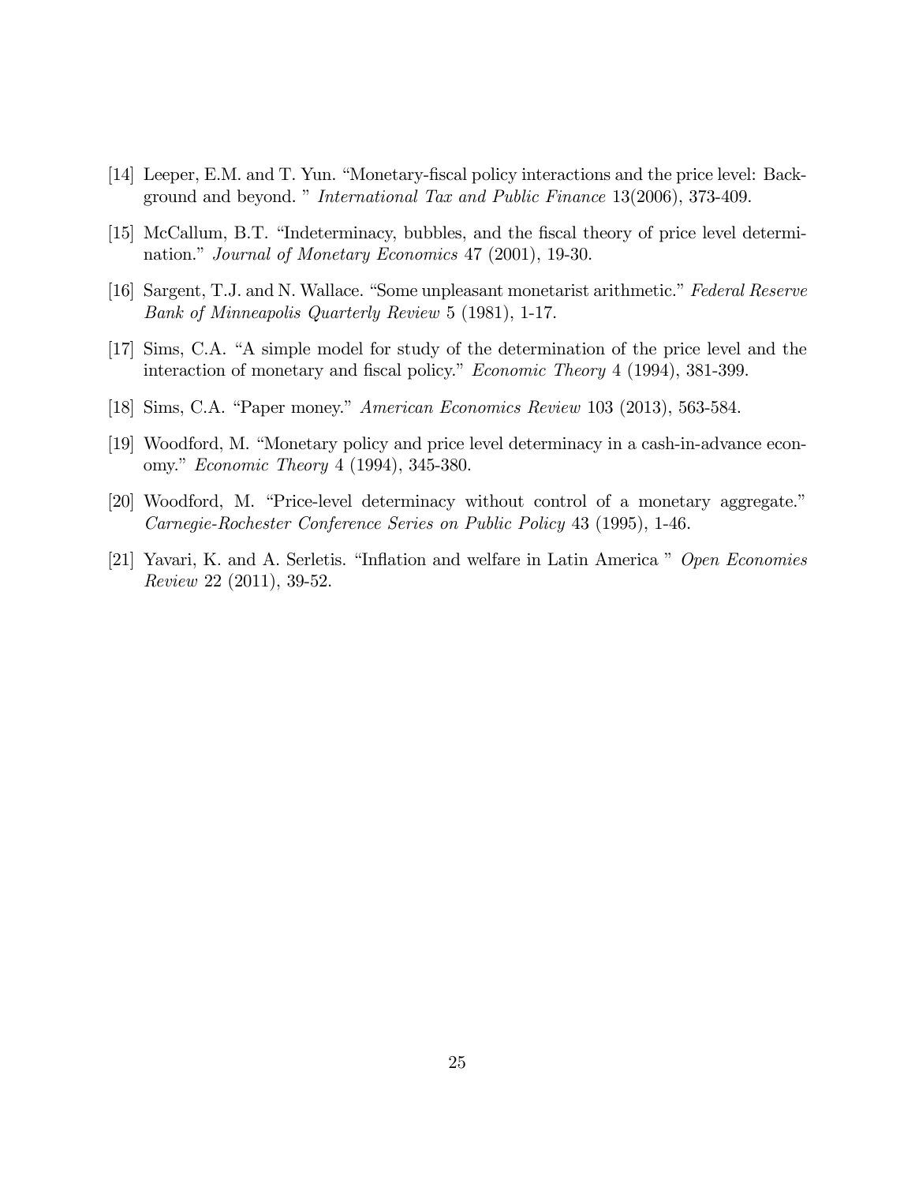[14] Leeper, E.M. and T. Yun. "Monetary-fiscal policy interactions and the price level: Background and beyond. " *International Tax and Public Finance* 13(2006), 373-409.

[15] McCallum, B.T. "Indeterminacy, bubbles, and the fiscal theory of price level determination." *Journal of Monetary Economics* 47 (2001), 19-30.

[16] Sargent, T.J. and N. Wallace. "Some unpleasant monetarist arithmetic." *Federal Reserve Bank of Minneapolis Quarterly Review* 5 (1981), 1-17.

[17] Sims, C.A. "A simple model for study of the determination of the price level and the interaction of monetary and fiscal policy." *Economic Theory* 4 (1994), 381-399.

[18] Sims, C.A. "Paper money." *American Economics Review* 103 (2013), 563-584.

[19] Woodford, M. "Monetary policy and price level determinacy in a cash-in-advance economy." *Economic Theory* 4 (1994), 345-380.

[20] Woodford, M. "Price-level determinacy without control of a monetary aggregate." *Carnegie-Rochester Conference Series on Public Policy* 43 (1995), 1-46.

[21] Yavari, K. and A. Serletis. "Inflation and welfare in Latin America " *Open Economies Review* 22 (2011), 39-52.